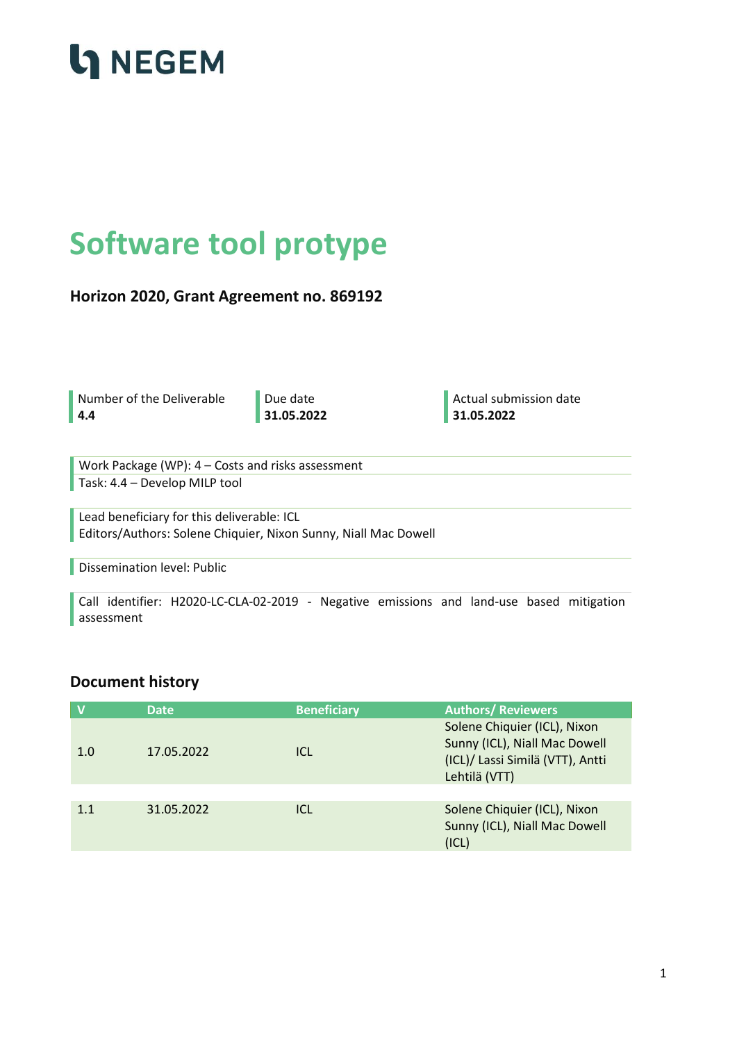NEGEM

# Software tool protype

**Horizon 2020, Grant Agreement no. 869192**

Number of the Deliverable
**4.4**

Due date
**31.05.2022**

Actual submission date
**31.05.2022**

Work Package (WP): 4 – Costs and risks assessment
Task: 4.4 – Develop MILP tool

Lead beneficiary for this deliverable: ICL
Editors/Authors: Solene Chiquier, Nixon Sunny, Niall Mac Dowell

Dissemination level: Public

Call identifier: H2020-LC-CLA-02-2019 - Negative emissions and land-use based mitigation assessment

## Document history

| V | Date | Beneficiary | Authors/ Reviewers |
|---|---|---|---|
| 1.0 | 17.05.2022 | ICL | Solene Chiquier (ICL), Nixon Sunny (ICL), Niall Mac Dowell (ICL)/ Lassi Similä (VTT), Antti Lehtilä (VTT) |
| 1.1 | 31.05.2022 | ICL | Solene Chiquier (ICL), Nixon Sunny (ICL), Niall Mac Dowell (ICL) |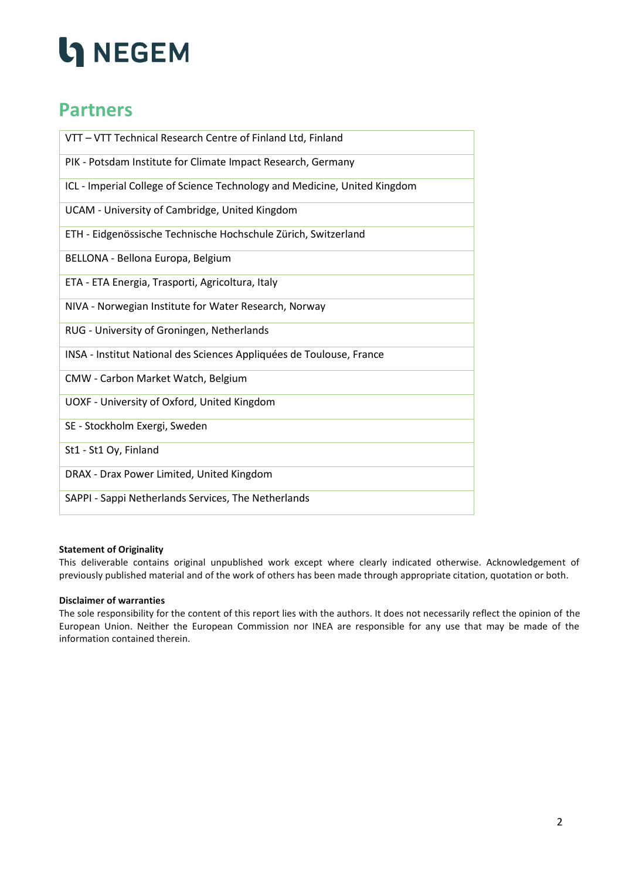NEGEM

## Partners

| |
|---|
| VTT – VTT Technical Research Centre of Finland Ltd, Finland |
| PIK - Potsdam Institute for Climate Impact Research, Germany |
| ICL - Imperial College of Science Technology and Medicine, United Kingdom |
| UCAM - University of Cambridge, United Kingdom |
| ETH - Eidgenössische Technische Hochschule Zürich, Switzerland |
| BELLONA - Bellona Europa, Belgium |
| ETA - ETA Energia, Trasporti, Agricoltura, Italy |
| NIVA - Norwegian Institute for Water Research, Norway |
| RUG - University of Groningen, Netherlands |
| INSA - Institut National des Sciences Appliquées de Toulouse, France |
| CMW - Carbon Market Watch, Belgium |
| UOXF - University of Oxford, United Kingdom |
| SE - Stockholm Exergi, Sweden |
| St1 - St1 Oy, Finland |
| DRAX - Drax Power Limited, United Kingdom |
| SAPPI - Sappi Netherlands Services, The Netherlands |

**Statement of Originality**

This deliverable contains original unpublished work except where clearly indicated otherwise. Acknowledgement of previously published material and of the work of others has been made through appropriate citation, quotation or both.

**Disclaimer of warranties**

The sole responsibility for the content of this report lies with the authors. It does not necessarily reflect the opinion of the European Union. Neither the European Commission nor INEA are responsible for any use that may be made of the information contained therein.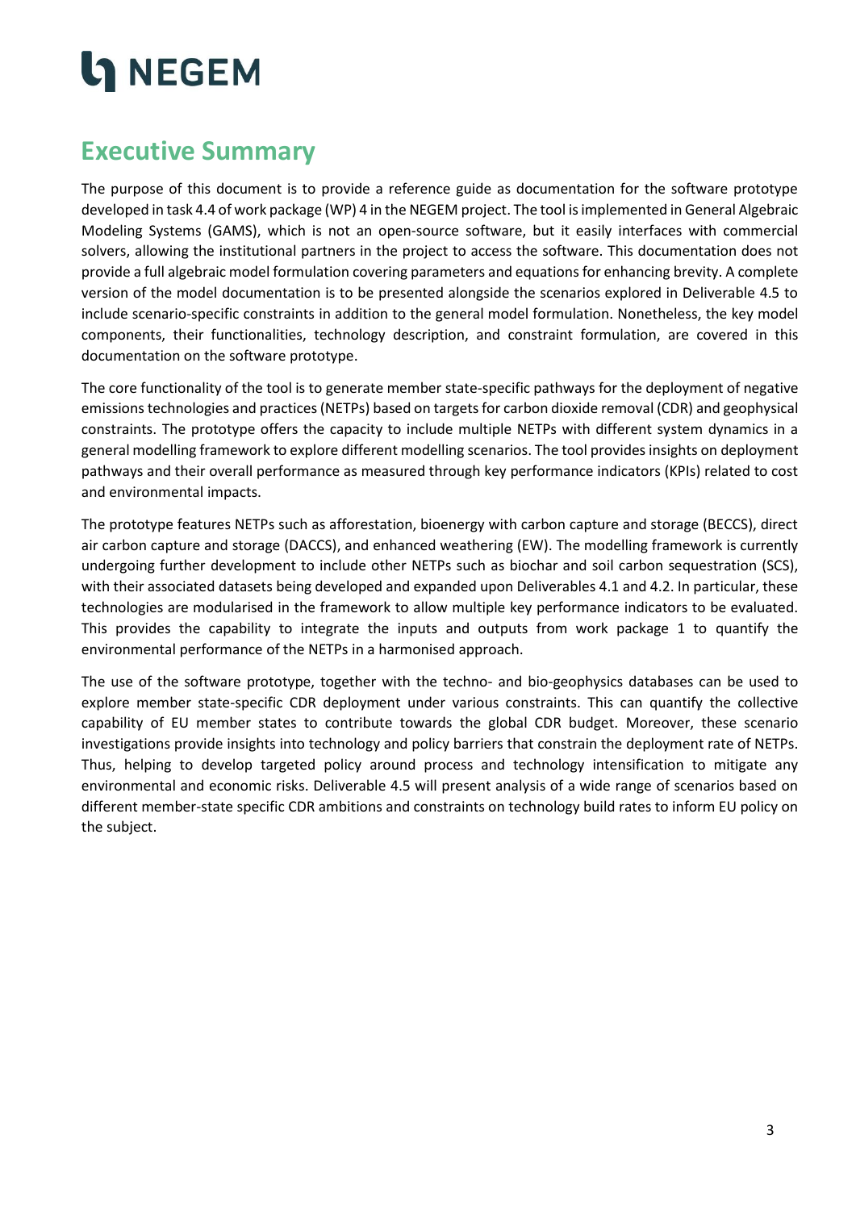# Executive Summary

The purpose of this document is to provide a reference guide as documentation for the software prototype developed in task 4.4 of work package (WP) 4 in the NEGEM project. The tool is implemented in General Algebraic Modeling Systems (GAMS), which is not an open-source software, but it easily interfaces with commercial solvers, allowing the institutional partners in the project to access the software. This documentation does not provide a full algebraic model formulation covering parameters and equations for enhancing brevity. A complete version of the model documentation is to be presented alongside the scenarios explored in Deliverable 4.5 to include scenario-specific constraints in addition to the general model formulation. Nonetheless, the key model components, their functionalities, technology description, and constraint formulation, are covered in this documentation on the software prototype.

The core functionality of the tool is to generate member state-specific pathways for the deployment of negative emissions technologies and practices (NETPs) based on targets for carbon dioxide removal (CDR) and geophysical constraints. The prototype offers the capacity to include multiple NETPs with different system dynamics in a general modelling framework to explore different modelling scenarios. The tool provides insights on deployment pathways and their overall performance as measured through key performance indicators (KPIs) related to cost and environmental impacts.

The prototype features NETPs such as afforestation, bioenergy with carbon capture and storage (BECCS), direct air carbon capture and storage (DACCS), and enhanced weathering (EW). The modelling framework is currently undergoing further development to include other NETPs such as biochar and soil carbon sequestration (SCS), with their associated datasets being developed and expanded upon Deliverables 4.1 and 4.2. In particular, these technologies are modularised in the framework to allow multiple key performance indicators to be evaluated. This provides the capability to integrate the inputs and outputs from work package 1 to quantify the environmental performance of the NETPs in a harmonised approach.

The use of the software prototype, together with the techno- and bio-geophysics databases can be used to explore member state-specific CDR deployment under various constraints. This can quantify the collective capability of EU member states to contribute towards the global CDR budget. Moreover, these scenario investigations provide insights into technology and policy barriers that constrain the deployment rate of NETPs. Thus, helping to develop targeted policy around process and technology intensification to mitigate any environmental and economic risks. Deliverable 4.5 will present analysis of a wide range of scenarios based on different member-state specific CDR ambitions and constraints on technology build rates to inform EU policy on the subject.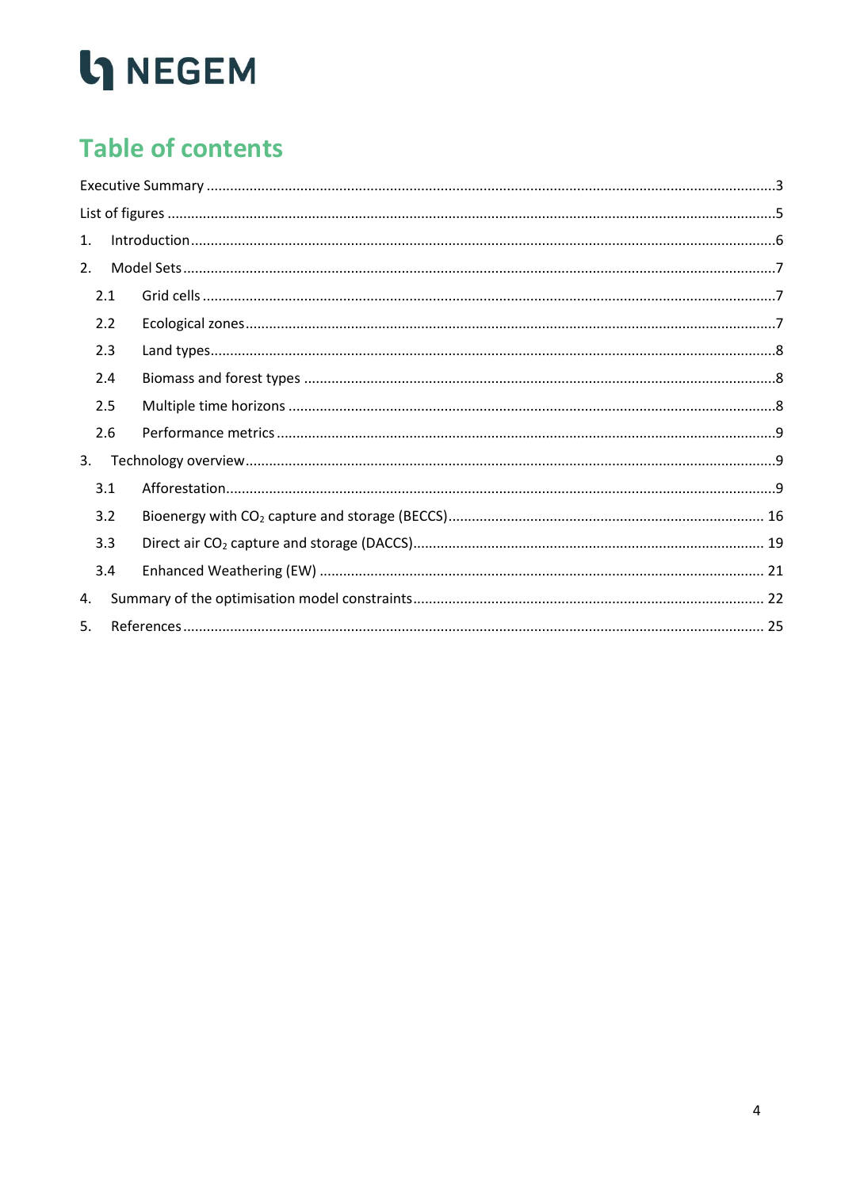# Table of contents

Executive Summary ....................................................................................................................................3

List of figures ...........................................................................................................................................5

1. Introduction .........................................................................................................................................6

2. Model Sets ...........................................................................................................................................7

   2.1 Grid cells .........................................................................................................................................7

   2.2 Ecological zones .............................................................................................................................7

   2.3 Land types .......................................................................................................................................8

   2.4 Biomass and forest types ................................................................................................................8

   2.5 Multiple time horizons ....................................................................................................................8

   2.6 Performance metrics .......................................................................................................................9

3. Technology overview ...........................................................................................................................9

   3.1 Afforestation ...................................................................................................................................9

   3.2 Bioenergy with $CO_2$ capture and storage (BECCS) ........................................................................ 16

   3.3 Direct air $CO_2$ capture and storage (DACCS) ................................................................................ 19

   3.4 Enhanced Weathering (EW) ........................................................................................................... 21

4. Summary of the optimisation model constraints ................................................................................ 22

5. References .......................................................................................................................................... 25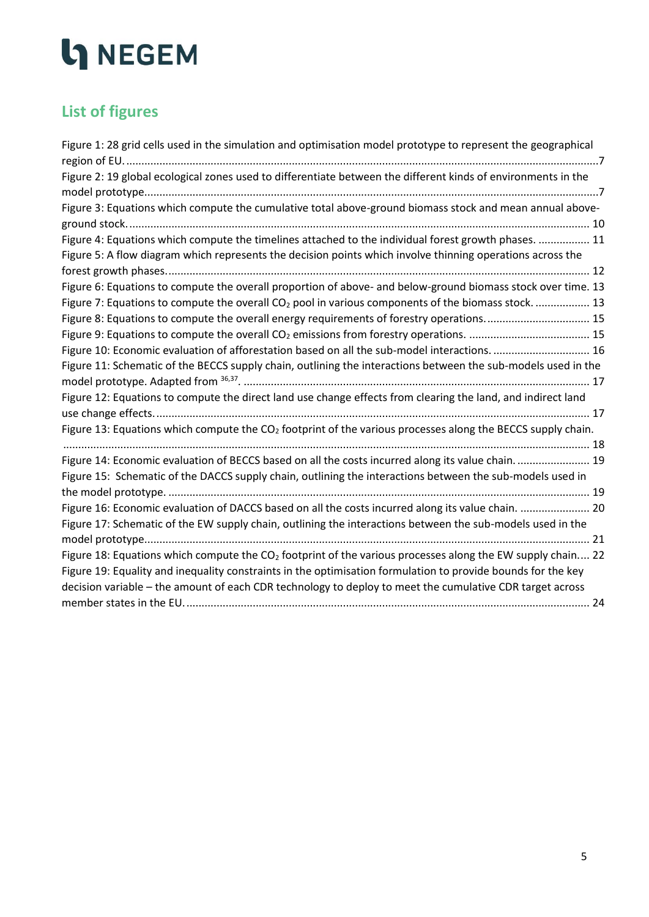## List of figures

Figure 1: 28 grid cells used in the simulation and optimisation model prototype to represent the geographical region of EU. ........ 7

Figure 2: 19 global ecological zones used to differentiate between the different kinds of environments in the model prototype. ........ 7

Figure 3: Equations which compute the cumulative total above-ground biomass stock and mean annual above-ground stock. ........ 10

Figure 4: Equations which compute the timelines attached to the individual forest growth phases. ........ 11

Figure 5: A flow diagram which represents the decision points which involve thinning operations across the forest growth phases. ........ 12

Figure 6: Equations to compute the overall proportion of above- and below-ground biomass stock over time. 13

Figure 7: Equations to compute the overall $CO_2$ pool in various components of the biomass stock. ........ 13

Figure 8: Equations to compute the overall energy requirements of forestry operations. ........ 15

Figure 9: Equations to compute the overall $CO_2$ emissions from forestry operations. ........ 15

Figure 10: Economic evaluation of afforestation based on all the sub-model interactions. ........ 16

Figure 11: Schematic of the BECCS supply chain, outlining the interactions between the sub-models used in the model prototype. Adapted from [36,37]. ........ 17

Figure 12: Equations to compute the direct land use change effects from clearing the land, and indirect land use change effects. ........ 17

Figure 13: Equations which compute the $CO_2$ footprint of the various processes along the BECCS supply chain. ........ 18

Figure 14: Economic evaluation of BECCS based on all the costs incurred along its value chain. ........ 19

Figure 15: Schematic of the DACCS supply chain, outlining the interactions between the sub-models used in the model prototype. ........ 19

Figure 16: Economic evaluation of DACCS based on all the costs incurred along its value chain. ........ 20

Figure 17: Schematic of the EW supply chain, outlining the interactions between the sub-models used in the model prototype. ........ 21

Figure 18: Equations which compute the $CO_2$ footprint of the various processes along the EW supply chain. ... 22

Figure 19: Equality and inequality constraints in the optimisation formulation to provide bounds for the key decision variable – the amount of each CDR technology to deploy to meet the cumulative CDR target across member states in the EU. ........ 24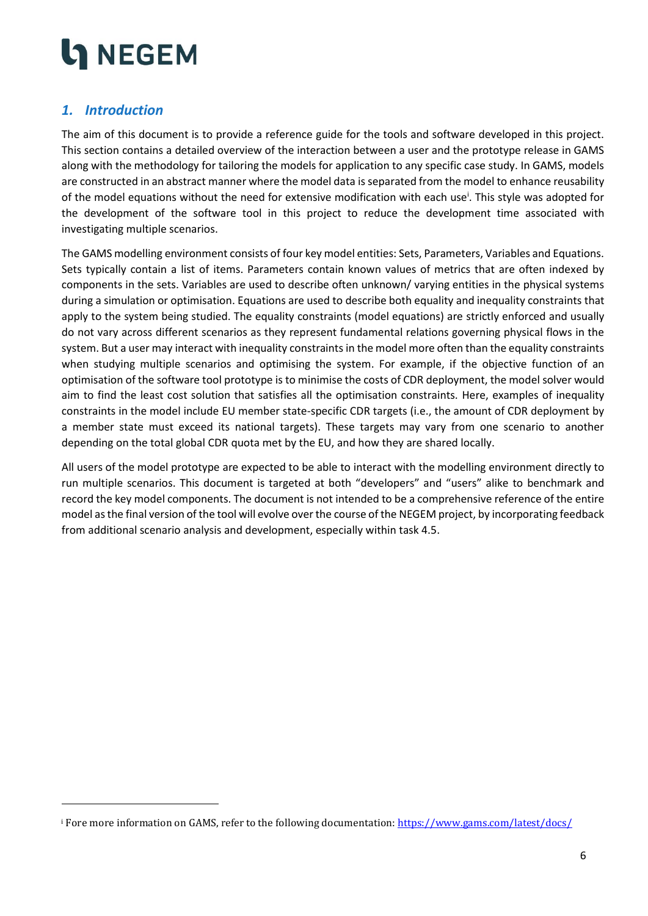## *1. Introduction*

The aim of this document is to provide a reference guide for the tools and software developed in this project. This section contains a detailed overview of the interaction between a user and the prototype release in GAMS along with the methodology for tailoring the models for application to any specific case study. In GAMS, models are constructed in an abstract manner where the model data is separated from the model to enhance reusability of the model equations without the need for extensive modification with each use[i]. This style was adopted for the development of the software tool in this project to reduce the development time associated with investigating multiple scenarios.

The GAMS modelling environment consists of four key model entities: Sets, Parameters, Variables and Equations. Sets typically contain a list of items. Parameters contain known values of metrics that are often indexed by components in the sets. Variables are used to describe often unknown/ varying entities in the physical systems during a simulation or optimisation. Equations are used to describe both equality and inequality constraints that apply to the system being studied. The equality constraints (model equations) are strictly enforced and usually do not vary across different scenarios as they represent fundamental relations governing physical flows in the system. But a user may interact with inequality constraints in the model more often than the equality constraints when studying multiple scenarios and optimising the system. For example, if the objective function of an optimisation of the software tool prototype is to minimise the costs of CDR deployment, the model solver would aim to find the least cost solution that satisfies all the optimisation constraints. Here, examples of inequality constraints in the model include EU member state-specific CDR targets (i.e., the amount of CDR deployment by a member state must exceed its national targets). These targets may vary from one scenario to another depending on the total global CDR quota met by the EU, and how they are shared locally.

All users of the model prototype are expected to be able to interact with the modelling environment directly to run multiple scenarios. This document is targeted at both "developers" and "users" alike to benchmark and record the key model components. The document is not intended to be a comprehensive reference of the entire model as the final version of the tool will evolve over the course of the NEGEM project, by incorporating feedback from additional scenario analysis and development, especially within task 4.5.

[i] Fore more information on GAMS, refer to the following documentation: https://www.gams.com/latest/docs/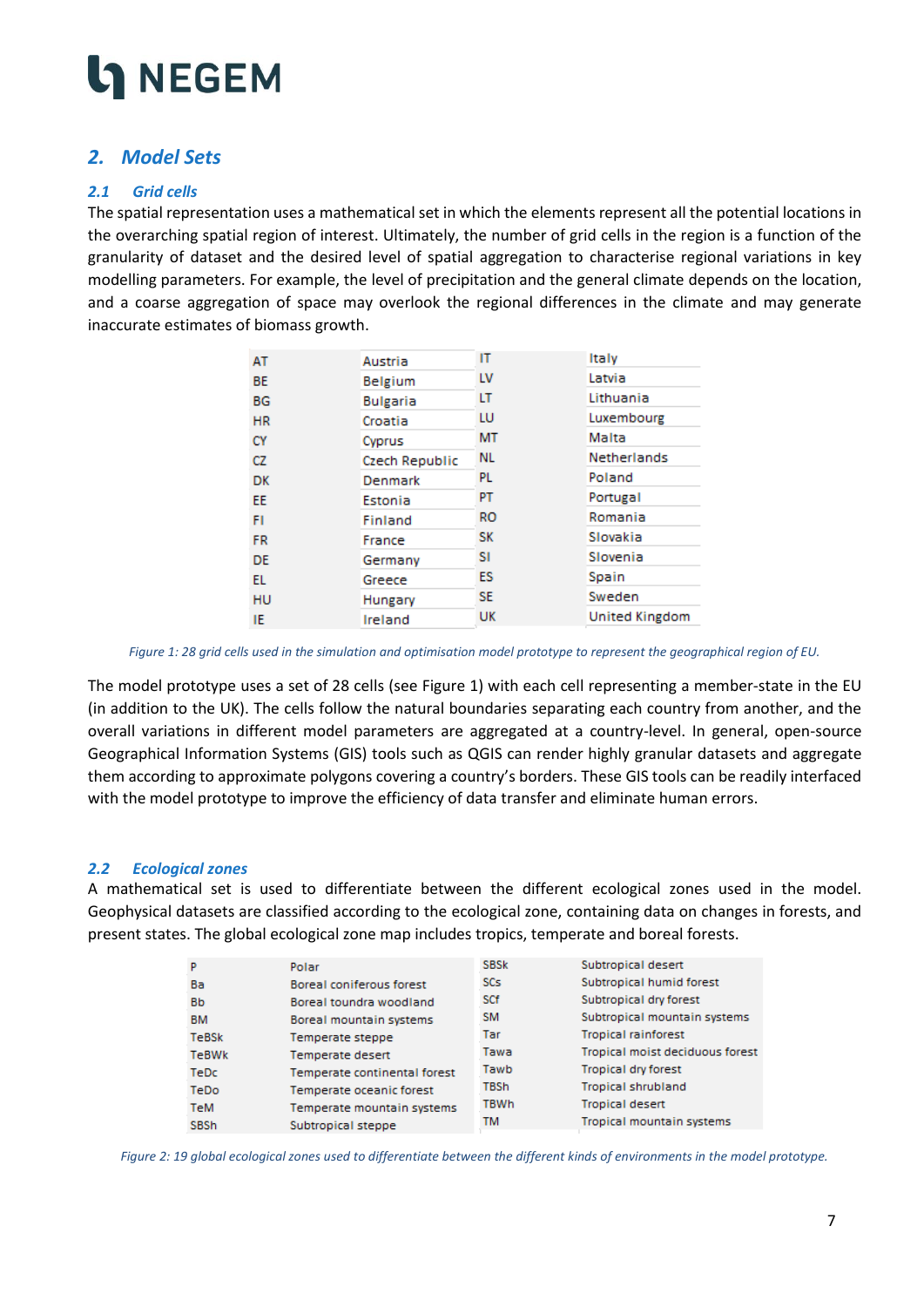## 2. Model Sets

### 2.1 Grid cells

The spatial representation uses a mathematical set in which the elements represent all the potential locations in the overarching spatial region of interest. Ultimately, the number of grid cells in the region is a function of the granularity of dataset and the desired level of spatial aggregation to characterise regional variations in key modelling parameters. For example, the level of precipitation and the general climate depends on the location, and a coarse aggregation of space may overlook the regional differences in the climate and may generate inaccurate estimates of biomass growth.

| | | | |
|---|---|---|---|
| AT | Austria | IT | Italy |
| BE | Belgium | LV | Latvia |
| BG | Bulgaria | LT | Lithuania |
| HR | Croatia | LU | Luxembourg |
| CY | Cyprus | MT | Malta |
| CZ | Czech Republic | NL | Netherlands |
| DK | Denmark | PL | Poland |
| EE | Estonia | PT | Portugal |
| FI | Finland | RO | Romania |
| FR | France | SK | Slovakia |
| DE | Germany | SI | Slovenia |
| EL | Greece | ES | Spain |
| HU | Hungary | SE | Sweden |
| IE | Ireland | UK | United Kingdom |

*Figure 1: 28 grid cells used in the simulation and optimisation model prototype to represent the geographical region of EU.*

The model prototype uses a set of 28 cells (see Figure 1) with each cell representing a member-state in the EU (in addition to the UK). The cells follow the natural boundaries separating each country from another, and the overall variations in different model parameters are aggregated at a country-level. In general, open-source Geographical Information Systems (GIS) tools such as QGIS can render highly granular datasets and aggregate them according to approximate polygons covering a country's borders. These GIS tools can be readily interfaced with the model prototype to improve the efficiency of data transfer and eliminate human errors.

### 2.2 Ecological zones

A mathematical set is used to differentiate between the different ecological zones used in the model. Geophysical datasets are classified according to the ecological zone, containing data on changes in forests, and present states. The global ecological zone map includes tropics, temperate and boreal forests.

| | | | |
|---|---|---|---|
| P | Polar | SBSk | Subtropical desert |
| Ba | Boreal coniferous forest | SCs | Subtropical humid forest |
| Bb | Boreal toundra woodland | SCf | Subtropical dry forest |
| BM | Boreal mountain systems | SM | Subtropical mountain systems |
| TeBSk | Temperate steppe | Tar | Tropical rainforest |
| TeBWk | Temperate desert | Tawa | Tropical moist deciduous forest |
| TeDc | Temperate continental forest | Tawb | Tropical dry forest |
| TeDo | Temperate oceanic forest | TBSh | Tropical shrubland |
| TeM | Temperate mountain systems | TBWh | Tropical desert |
| SBSh | Subtropical steppe | TM | Tropical mountain systems |

*Figure 2: 19 global ecological zones used to differentiate between the different kinds of environments in the model prototype.*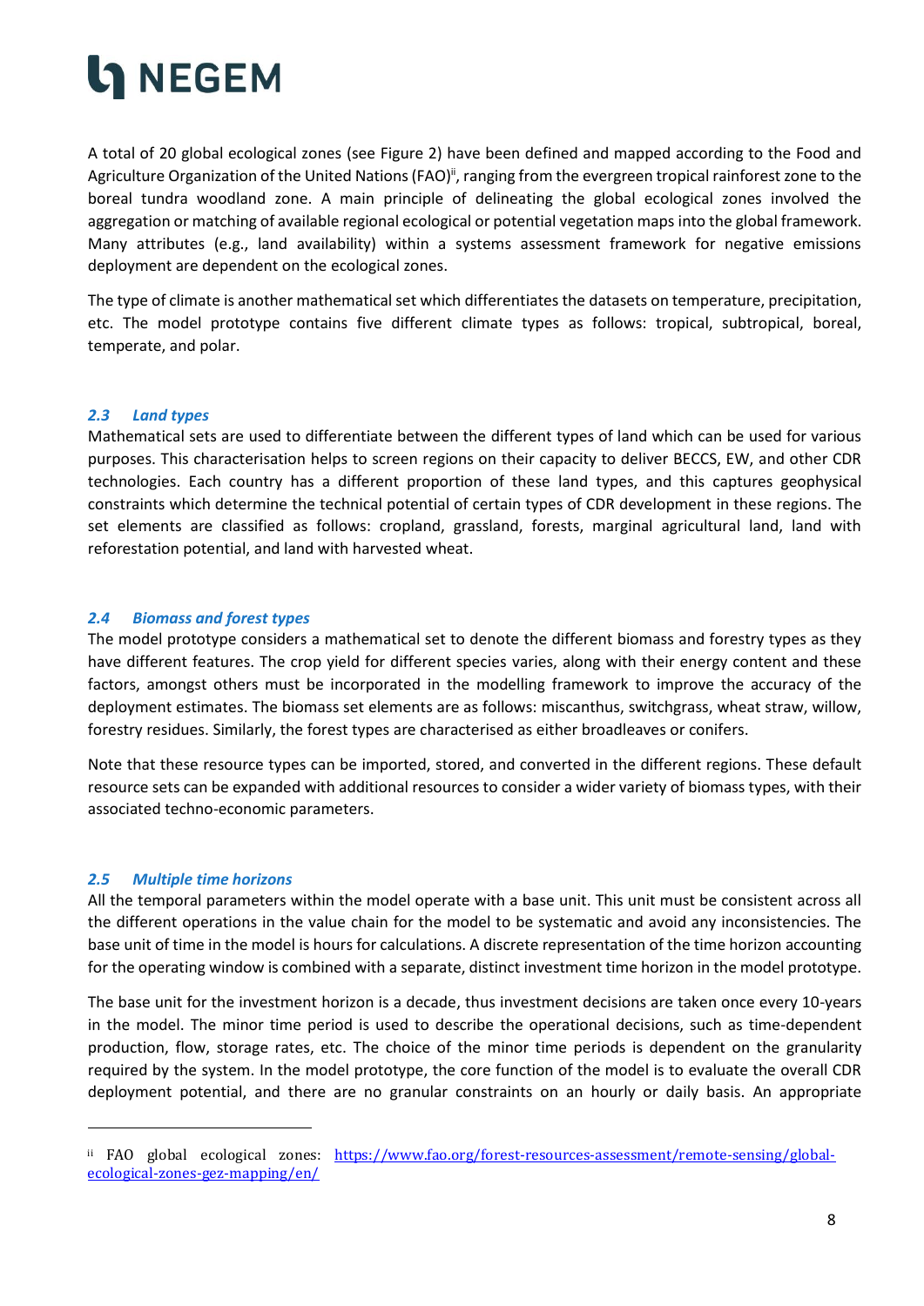A total of 20 global ecological zones (see Figure 2) have been defined and mapped according to the Food and Agriculture Organization of the United Nations (FAO)[ii], ranging from the evergreen tropical rainforest zone to the boreal tundra woodland zone. A main principle of delineating the global ecological zones involved the aggregation or matching of available regional ecological or potential vegetation maps into the global framework. Many attributes (e.g., land availability) within a systems assessment framework for negative emissions deployment are dependent on the ecological zones.

The type of climate is another mathematical set which differentiates the datasets on temperature, precipitation, etc. The model prototype contains five different climate types as follows: tropical, subtropical, boreal, temperate, and polar.

### *2.3 Land types*

Mathematical sets are used to differentiate between the different types of land which can be used for various purposes. This characterisation helps to screen regions on their capacity to deliver BECCS, EW, and other CDR technologies. Each country has a different proportion of these land types, and this captures geophysical constraints which determine the technical potential of certain types of CDR development in these regions. The set elements are classified as follows: cropland, grassland, forests, marginal agricultural land, land with reforestation potential, and land with harvested wheat.

### *2.4 Biomass and forest types*

The model prototype considers a mathematical set to denote the different biomass and forestry types as they have different features. The crop yield for different species varies, along with their energy content and these factors, amongst others must be incorporated in the modelling framework to improve the accuracy of the deployment estimates. The biomass set elements are as follows: miscanthus, switchgrass, wheat straw, willow, forestry residues. Similarly, the forest types are characterised as either broadleaves or conifers.

Note that these resource types can be imported, stored, and converted in the different regions. These default resource sets can be expanded with additional resources to consider a wider variety of biomass types, with their associated techno-economic parameters.

### *2.5 Multiple time horizons*

All the temporal parameters within the model operate with a base unit. This unit must be consistent across all the different operations in the value chain for the model to be systematic and avoid any inconsistencies. The base unit of time in the model is hours for calculations. A discrete representation of the time horizon accounting for the operating window is combined with a separate, distinct investment time horizon in the model prototype.

The base unit for the investment horizon is a decade, thus investment decisions are taken once every 10-years in the model. The minor time period is used to describe the operational decisions, such as time-dependent production, flow, storage rates, etc. The choice of the minor time periods is dependent on the granularity required by the system. In the model prototype, the core function of the model is to evaluate the overall CDR deployment potential, and there are no granular constraints on an hourly or daily basis. An appropriate

---

[ii] FAO global ecological zones: https://www.fao.org/forest-resources-assessment/remote-sensing/global-ecological-zones-gez-mapping/en/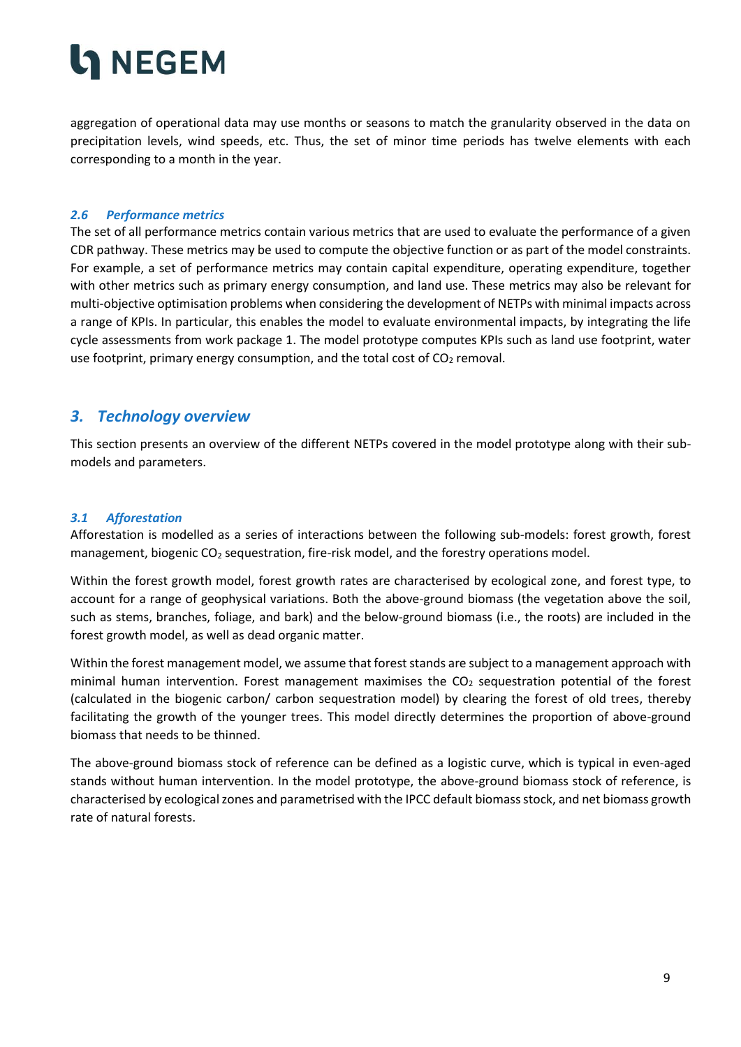aggregation of operational data may use months or seasons to match the granularity observed in the data on precipitation levels, wind speeds, etc. Thus, the set of minor time periods has twelve elements with each corresponding to a month in the year.

### *2.6 Performance metrics*

The set of all performance metrics contain various metrics that are used to evaluate the performance of a given CDR pathway. These metrics may be used to compute the objective function or as part of the model constraints. For example, a set of performance metrics may contain capital expenditure, operating expenditure, together with other metrics such as primary energy consumption, and land use. These metrics may also be relevant for multi-objective optimisation problems when considering the development of NETPs with minimal impacts across a range of KPIs. In particular, this enables the model to evaluate environmental impacts, by integrating the life cycle assessments from work package 1. The model prototype computes KPIs such as land use footprint, water use footprint, primary energy consumption, and the total cost of $CO_2$ removal.

## *3. Technology overview*

This section presents an overview of the different NETPs covered in the model prototype along with their sub-models and parameters.

### *3.1 Afforestation*

Afforestation is modelled as a series of interactions between the following sub-models: forest growth, forest management, biogenic $CO_2$ sequestration, fire-risk model, and the forestry operations model.

Within the forest growth model, forest growth rates are characterised by ecological zone, and forest type, to account for a range of geophysical variations. Both the above-ground biomass (the vegetation above the soil, such as stems, branches, foliage, and bark) and the below-ground biomass (i.e., the roots) are included in the forest growth model, as well as dead organic matter.

Within the forest management model, we assume that forest stands are subject to a management approach with minimal human intervention. Forest management maximises the $CO_2$ sequestration potential of the forest (calculated in the biogenic carbon/ carbon sequestration model) by clearing the forest of old trees, thereby facilitating the growth of the younger trees. This model directly determines the proportion of above-ground biomass that needs to be thinned.

The above-ground biomass stock of reference can be defined as a logistic curve, which is typical in even-aged stands without human intervention. In the model prototype, the above-ground biomass stock of reference, is characterised by ecological zones and parametrised with the IPCC default biomass stock, and net biomass growth rate of natural forests.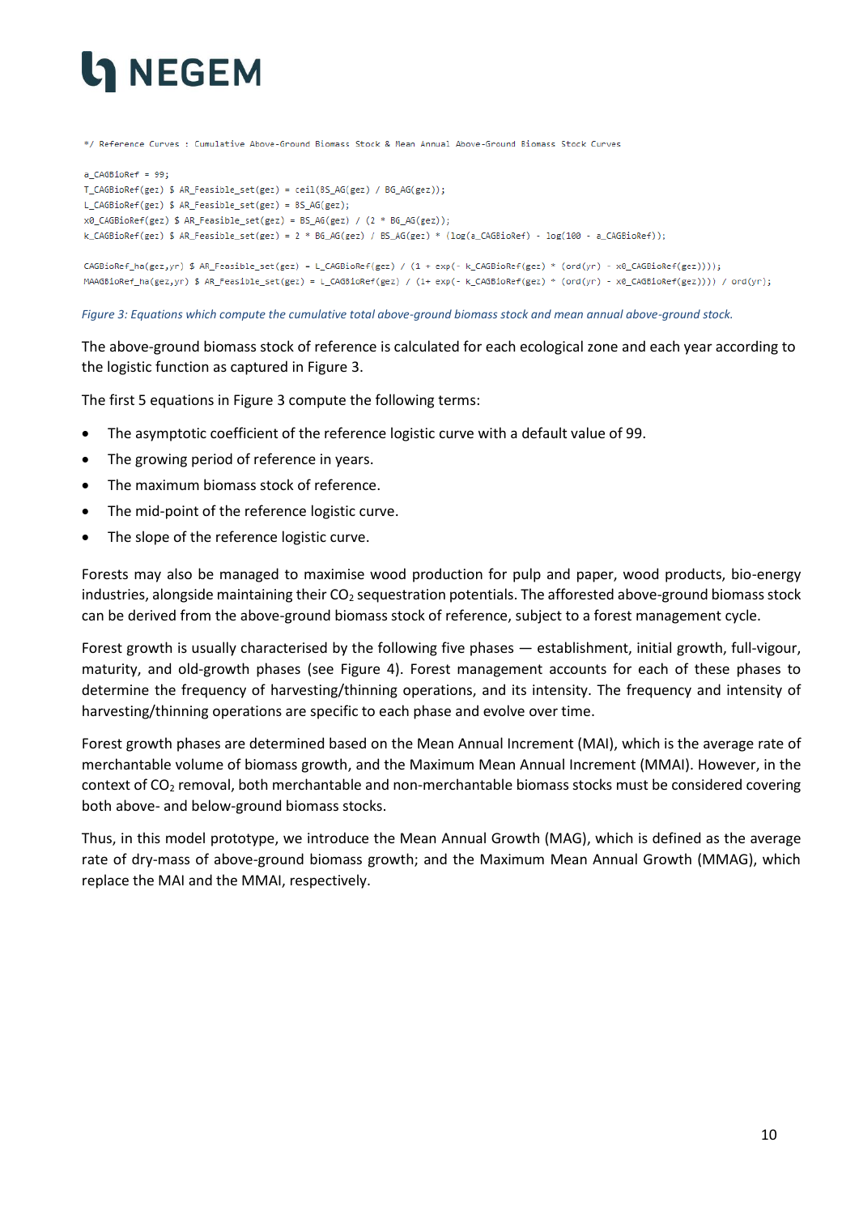```
*/ Reference Curves : Cumulative Above-Ground Biomass Stock & Mean Annual Above-Ground Biomass Stock Curves

a_CAGBioRef = 99;
T_CAGBioRef(gez) $ AR_Feasible_set(gez) = ceil(BS_AG(gez) / BG_AG(gez));
L_CAGBioRef(gez) $ AR_Feasible_set(gez) = BS_AG(gez);
x0_CAGBioRef(gez) $ AR_Feasible_set(gez) = BS_AG(gez) / (2 * BG_AG(gez));
k_CAGBioRef(gez) $ AR_Feasible_set(gez) = 2 * BG_AG(gez) / BS_AG(gez) * (log(a_CAGBioRef) - log(100 - a_CAGBioRef));

CAGBioRef_ha(gez,yr) $ AR_Feasible_set(gez) = L_CAGBioRef(gez) / (1 + exp(- k_CAGBioRef(gez) * (ord(yr) - x0_CAGBioRef(gez))));
MAAGBioRef_ha(gez,yr) $ AR_Feasible_set(gez) = L_CAGBioRef(gez) / (1+ exp(- k_CAGBioRef(gez) * (ord(yr) - x0_CAGBioRef(gez)))) / ord(yr);
```

*Figure 3: Equations which compute the cumulative total above-ground biomass stock and mean annual above-ground stock.*

The above-ground biomass stock of reference is calculated for each ecological zone and each year according to the logistic function as captured in Figure 3.

The first 5 equations in Figure 3 compute the following terms:

- The asymptotic coefficient of the reference logistic curve with a default value of 99.
- The growing period of reference in years.
- The maximum biomass stock of reference.
- The mid-point of the reference logistic curve.
- The slope of the reference logistic curve.

Forests may also be managed to maximise wood production for pulp and paper, wood products, bio-energy industries, alongside maintaining their $CO_2$ sequestration potentials. The afforested above-ground biomass stock can be derived from the above-ground biomass stock of reference, subject to a forest management cycle.

Forest growth is usually characterised by the following five phases — establishment, initial growth, full-vigour, maturity, and old-growth phases (see Figure 4). Forest management accounts for each of these phases to determine the frequency of harvesting/thinning operations, and its intensity. The frequency and intensity of harvesting/thinning operations are specific to each phase and evolve over time.

Forest growth phases are determined based on the Mean Annual Increment (MAI), which is the average rate of merchantable volume of biomass growth, and the Maximum Mean Annual Increment (MMAI). However, in the context of $CO_2$ removal, both merchantable and non-merchantable biomass stocks must be considered covering both above- and below-ground biomass stocks.

Thus, in this model prototype, we introduce the Mean Annual Growth (MAG), which is defined as the average rate of dry-mass of above-ground biomass growth; and the Maximum Mean Annual Growth (MMAG), which replace the MAI and the MMAI, respectively.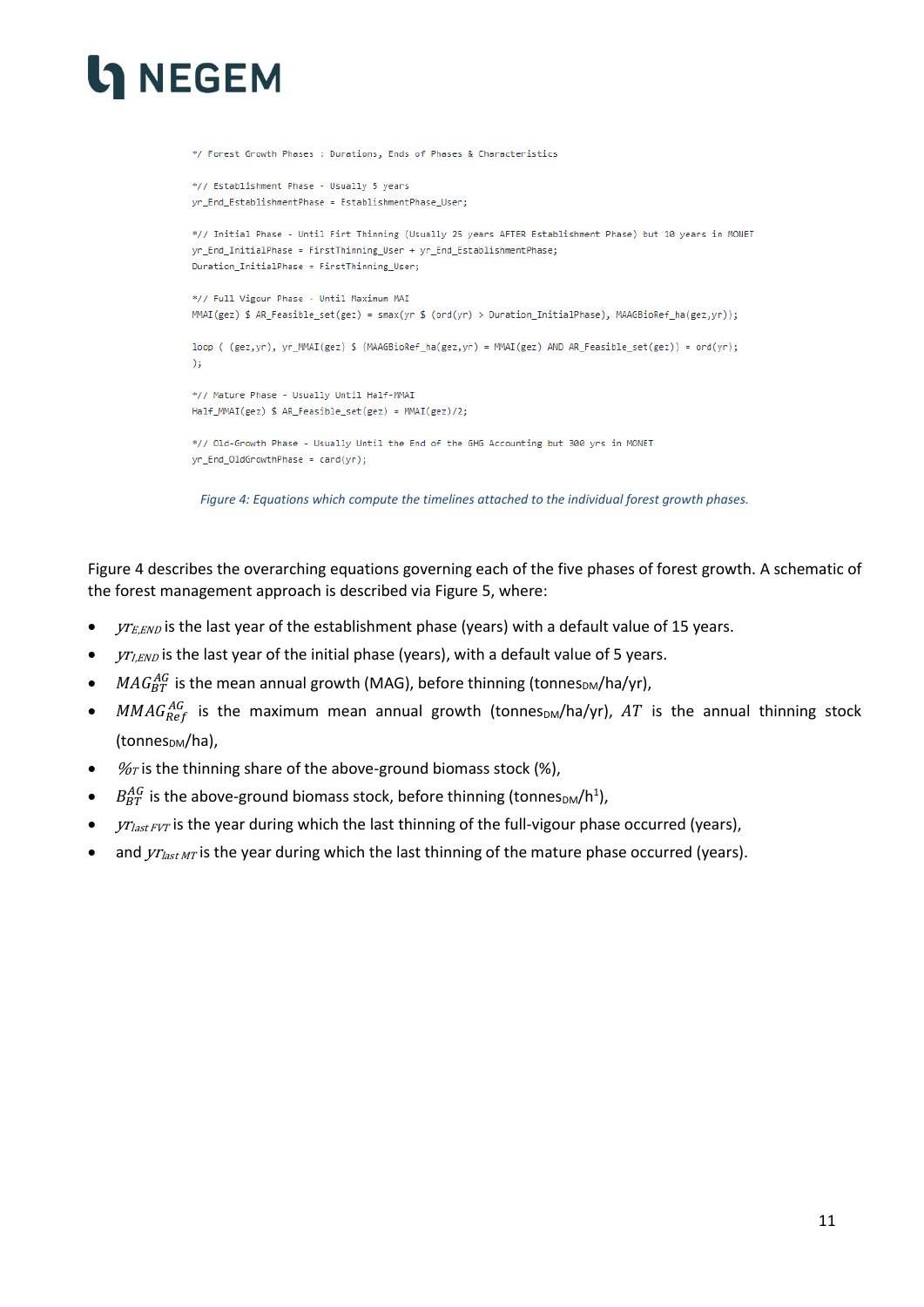```
*/ Forest Growth Phases : Durations, Ends of Phases & Characteristics

*// Establishment Phase - Usually 5 years
yr_End_EstablishmentPhase = EstablishmentPhase_User;

*// Initial Phase - Until Firt Thinning (Usually 25 years AFTER Establishment Phase) but 10 years in MONET
yr_End_InitialPhase = FirstThinning_User + yr_End_EstablishmentPhase;
Duration_InitialPhase = FirstThinning_User;

*// Full Vigour Phase - Until Maximum MAI
MMAI(gez) $ AR_Feasible_set(gez) = smax(yr $ (ord(yr) > Duration_InitialPhase), MAAGBioRef_ha(gez,yr));

loop ( (gez,yr), yr_MMAI(gez) $ (MAAGBioRef_ha(gez,yr) = MMAI(gez) AND AR_Feasible_set(gez)) = ord(yr);
);

*// Mature Phase - Usually Until Half-MMAI
Half_MMAI(gez) $ AR_Feasible_set(gez) = MMAI(gez)/2;

*// Old-Growth Phase - Usually Until the End of the GHG Accounting but 300 yrs in MONET
yr_End_OldGrowthPhase = card(yr);
```

*Figure 4: Equations which compute the timelines attached to the individual forest growth phases.*

Figure 4 describes the overarching equations governing each of the five phases of forest growth. A schematic of the forest management approach is described via Figure 5, where:

- $yr_{E,END}$ is the last year of the establishment phase (years) with a default value of 15 years.
- $yr_{I,END}$ is the last year of the initial phase (years), with a default value of 5 years.
- $MAG_{BT}^{AG}$ is the mean annual growth (MAG), before thinning ($\text{tonnes}_{DM}$/ha/yr),
- $MMAG_{Ref}^{AG}$ is the maximum mean annual growth ($\text{tonnes}_{DM}$/ha/yr), $AT$ is the annual thinning stock ($\text{tonnes}_{DM}$/ha),
- $\%_T$ is the thinning share of the above-ground biomass stock (%),
- $B_{BT}^{AG}$ is the above-ground biomass stock, before thinning ($\text{tonnes}_{DM}$/$h^1$),
- $yr_{last\ FVT}$ is the year during which the last thinning of the full-vigour phase occurred (years),
- and $yr_{last\ MT}$ is the year during which the last thinning of the mature phase occurred (years).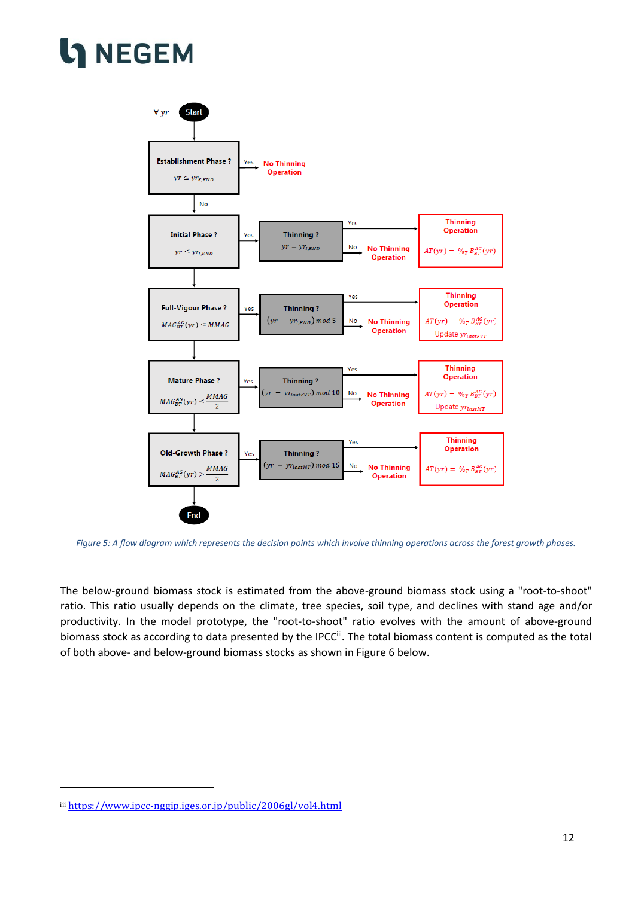$\forall\, yr$

Start

Establishment Phase ?

$yr \leq yr_{E,END}$

Yes

No Thinning Operation

No

Initial Phase ?

$yr \leq yr_{I,END}$

Yes

Thinning ?

$yr = yr_{I,END}$

Yes

Thinning Operation

$AT(yr) = \%_T\, B_{BT}^{AG}(yr)$

No

No Thinning Operation

Full-Vigour Phase ?

$MAG_{BT}^{AG}(yr) \leq MMAG$

Yes

Thinning ?

$(yr - yr_{I,END}) \bmod 5$

Yes

Thinning Operation

$AT(yr) = \%_T\, B_{BT}^{AG}(yr)$

Update $yr_{lastFVT}$

No

No Thinning Operation

Mature Phase ?

$MAG_{BT}^{AG}(yr) \leq \frac{MMAG}{2}$

Yes

Thinning ?

$(yr - yr_{lastFVT}) \bmod 10$

Yes

Thinning Operation

$AT(yr) = \%_T\, B_{BT}^{AG}(yr)$

Update $yr_{lastMT}$

No

No Thinning Operation

Old-Growth Phase ?

$MAG_{BT}^{AG}(yr) > \frac{MMAG}{2}$

Yes

Thinning ?

$(yr - yr_{lastMT}) \bmod 15$

Yes

Thinning Operation

$AT(yr) = \%_T\, B_{BT}^{AG}(yr)$

No

No Thinning Operation

End

*Figure 5: A flow diagram which represents the decision points which involve thinning operations across the forest growth phases.*

The below-ground biomass stock is estimated from the above-ground biomass stock using a "root-to-shoot" ratio. This ratio usually depends on the climate, tree species, soil type, and declines with stand age and/or productivity. In the model prototype, the "root-to-shoot" ratio evolves with the amount of above-ground biomass stock as according to data presented by the IPCC[iii]. The total biomass content is computed as the total of both above- and below-ground biomass stocks as shown in Figure 6 below.

[iii] https://www.ipcc-nggip.iges.or.jp/public/2006gl/vol4.html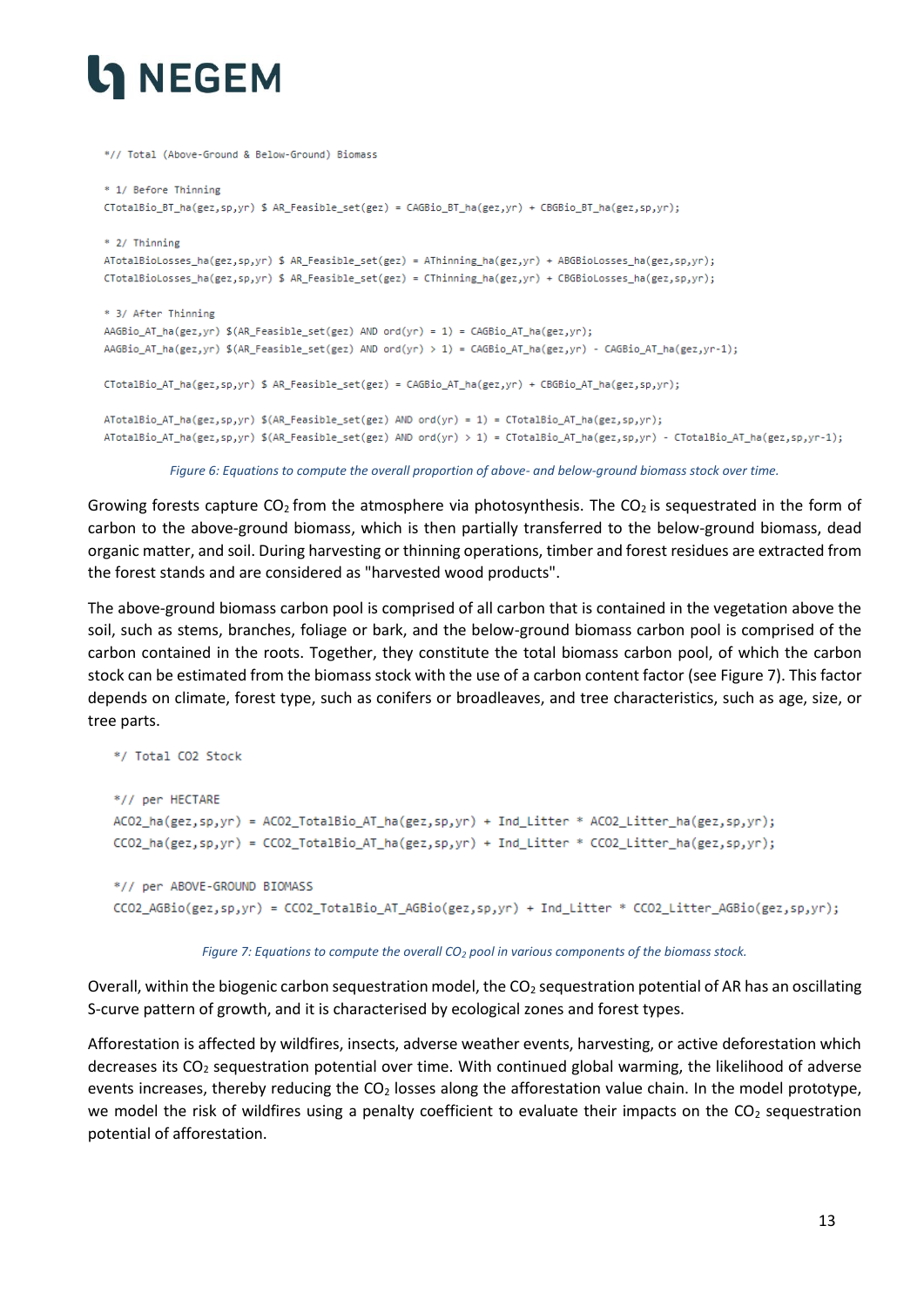```
*// Total (Above-Ground & Below-Ground) Biomass

* 1/ Before Thinning
CTotalBio_BT_ha(gez,sp,yr) $ AR_Feasible_set(gez) = CAGBio_BT_ha(gez,yr) + CBGBio_BT_ha(gez,sp,yr);

* 2/ Thinning
ATotalBioLosses_ha(gez,sp,yr) $ AR_Feasible_set(gez) = AThinning_ha(gez,yr) + ABGBioLosses_ha(gez,sp,yr);
CTotalBioLosses_ha(gez,sp,yr) $ AR_Feasible_set(gez) = CThinning_ha(gez,yr) + CBGBioLosses_ha(gez,sp,yr);

* 3/ After Thinning
AAGBio_AT_ha(gez,yr) $(AR_Feasible_set(gez) AND ord(yr) = 1) = CAGBio_AT_ha(gez,yr);
AAGBio_AT_ha(gez,yr) $(AR_Feasible_set(gez) AND ord(yr) > 1) = CAGBio_AT_ha(gez,yr) - CAGBio_AT_ha(gez,yr-1);

CTotalBio_AT_ha(gez,sp,yr) $ AR_Feasible_set(gez) = CAGBio_AT_ha(gez,yr) + CBGBio_AT_ha(gez,sp,yr);

ATotalBio_AT_ha(gez,sp,yr) $(AR_Feasible_set(gez) AND ord(yr) = 1) = CTotalBio_AT_ha(gez,sp,yr);
ATotalBio_AT_ha(gez,sp,yr) $(AR_Feasible_set(gez) AND ord(yr) > 1) = CTotalBio_AT_ha(gez,sp,yr) - CTotalBio_AT_ha(gez,sp,yr-1);
```

*Figure 6: Equations to compute the overall proportion of above- and below-ground biomass stock over time.*

Growing forests capture $CO_2$ from the atmosphere via photosynthesis. The $CO_2$ is sequestrated in the form of carbon to the above-ground biomass, which is then partially transferred to the below-ground biomass, dead organic matter, and soil. During harvesting or thinning operations, timber and forest residues are extracted from the forest stands and are considered as "harvested wood products".

The above-ground biomass carbon pool is comprised of all carbon that is contained in the vegetation above the soil, such as stems, branches, foliage or bark, and the below-ground biomass carbon pool is comprised of the carbon contained in the roots. Together, they constitute the total biomass carbon pool, of which the carbon stock can be estimated from the biomass stock with the use of a carbon content factor (see Figure 7). This factor depends on climate, forest type, such as conifers or broadleaves, and tree characteristics, such as age, size, or tree parts.

```
*/ Total CO2 Stock

*// per HECTARE
ACO2_ha(gez,sp,yr) = ACO2_TotalBio_AT_ha(gez,sp,yr) + Ind_Litter * ACO2_Litter_ha(gez,sp,yr);
CCO2_ha(gez,sp,yr) = CCO2_TotalBio_AT_ha(gez,sp,yr) + Ind_Litter * CCO2_Litter_ha(gez,sp,yr);

*// per ABOVE-GROUND BIOMASS
CCO2_AGBio(gez,sp,yr) = CCO2_TotalBio_AT_AGBio(gez,sp,yr) + Ind_Litter * CCO2_Litter_AGBio(gez,sp,yr);
```

*Figure 7: Equations to compute the overall $CO_2$ pool in various components of the biomass stock.*

Overall, within the biogenic carbon sequestration model, the $CO_2$ sequestration potential of AR has an oscillating S-curve pattern of growth, and it is characterised by ecological zones and forest types.

Afforestation is affected by wildfires, insects, adverse weather events, harvesting, or active deforestation which decreases its $CO_2$ sequestration potential over time. With continued global warming, the likelihood of adverse events increases, thereby reducing the $CO_2$ losses along the afforestation value chain. In the model prototype, we model the risk of wildfires using a penalty coefficient to evaluate their impacts on the $CO_2$ sequestration potential of afforestation.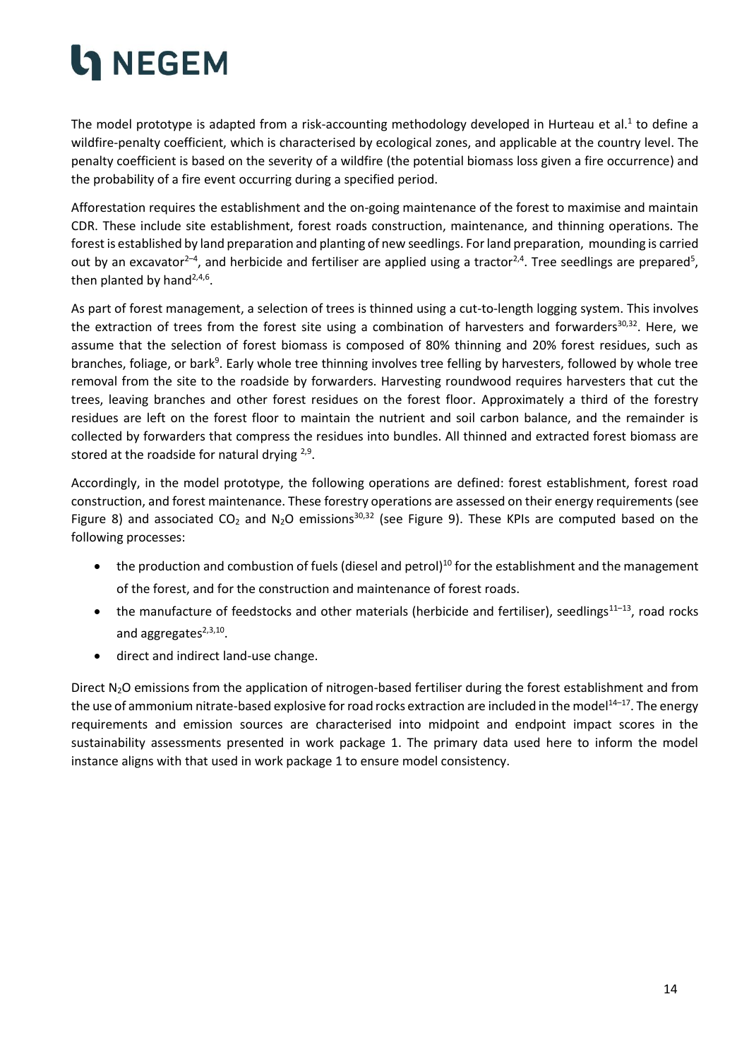The model prototype is adapted from a risk-accounting methodology developed in Hurteau et al.[1] to define a wildfire-penalty coefficient, which is characterised by ecological zones, and applicable at the country level. The penalty coefficient is based on the severity of a wildfire (the potential biomass loss given a fire occurrence) and the probability of a fire event occurring during a specified period.

Afforestation requires the establishment and the on-going maintenance of the forest to maximise and maintain CDR. These include site establishment, forest roads construction, maintenance, and thinning operations. The forest is established by land preparation and planting of new seedlings. For land preparation, mounding is carried out by an excavator[2–4], and herbicide and fertiliser are applied using a tractor[2,4]. Tree seedlings are prepared[5], then planted by hand[2,4,6].

As part of forest management, a selection of trees is thinned using a cut-to-length logging system. This involves the extraction of trees from the forest site using a combination of harvesters and forwarders[30,32]. Here, we assume that the selection of forest biomass is composed of 80% thinning and 20% forest residues, such as branches, foliage, or bark[9]. Early whole tree thinning involves tree felling by harvesters, followed by whole tree removal from the site to the roadside by forwarders. Harvesting roundwood requires harvesters that cut the trees, leaving branches and other forest residues on the forest floor. Approximately a third of the forestry residues are left on the forest floor to maintain the nutrient and soil carbon balance, and the remainder is collected by forwarders that compress the residues into bundles. All thinned and extracted forest biomass are stored at the roadside for natural drying [2,9].

Accordingly, in the model prototype, the following operations are defined: forest establishment, forest road construction, and forest maintenance. These forestry operations are assessed on their energy requirements (see Figure 8) and associated $CO_2$ and $N_2O$ emissions[30,32] (see Figure 9). These KPIs are computed based on the following processes:

- the production and combustion of fuels (diesel and petrol)[10] for the establishment and the management of the forest, and for the construction and maintenance of forest roads.
- the manufacture of feedstocks and other materials (herbicide and fertiliser), seedlings[11–13], road rocks and aggregates[2,3,10].
- direct and indirect land-use change.

Direct $N_2O$ emissions from the application of nitrogen-based fertiliser during the forest establishment and from the use of ammonium nitrate-based explosive for road rocks extraction are included in the model[14–17]. The energy requirements and emission sources are characterised into midpoint and endpoint impact scores in the sustainability assessments presented in work package 1. The primary data used here to inform the model instance aligns with that used in work package 1 to ensure model consistency.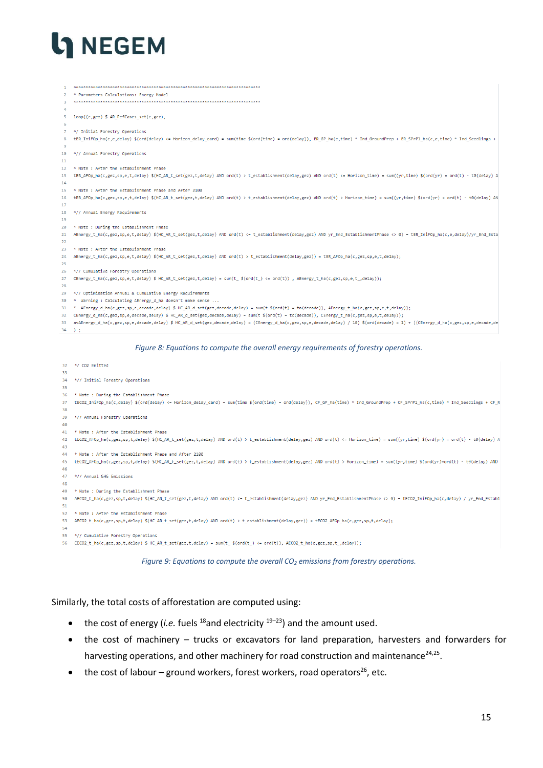```
1   ******************************************************************************
2   * Parameters Calculations: Energy Model
3   ******************************************************************************
4
5   loop((c,gez) $ AR_RefCases_set(c,gez),
6
7   */ Initial Forestry Operations
8   tER_IniFOp_ha(c,e,delay) $(ord(delay) <= Horizon_delay_card) = sum(time $(ord(time) = ord(delay)), ER_GP_ha(e,time) * Ind_GroundPrep + ER_SPrPl_ha(c,e,time) * Ind_Seedlings +
9
10  *// Annual Forestry Operations
11
12  * Note : After the Establishment Phase
13  tER_AFOp_ha(c,gez,sp,e,t,delay) $(HC_AR_t_set(gez,t,delay) AND ord(t) > t_establishment(delay,gez) AND ord(t) <= Horizon_time) = sum((yr,time) $(ord(yr) = ord(t) - t0(delay) A
14
15  * Note : After the Establishment Phase and After 2100
16  tER_AFOp_ha(c,gez,sp,e,t,delay) $(HC_AR_t_set(gez,t,delay) AND ord(t) > t_establishment(delay,gez) AND ord(t) > Horizon_time) = sum((yr,time) $(ord(yr) = ord(t) - t0(delay) AN
17
18  *// Annual Energy Requirements
19
20  * Note : During the Establishment Phase
21  AEnergy_t_ha(c,gez,sp,e,t,delay) $(HC_AR_t_set(gez,t,delay) AND ord(t) <= t_establishment(delay,gez) AND yr_End_EstablishmentPhase <> 0) = tER_IniFOp_ha(c,e,delay)/yr_End_Esta
22
23  * Note : After the Establishment Phase
24  AEnergy_t_ha(c,gez,sp,e,t,delay) $(HC_AR_t_set(gez,t,delay) AND ord(t) > t_establishment(delay,gez)) = tER_AFOp_ha(c,gez,sp,e,t,delay);
25
26  *// Cumulative Forestry Operations
27  CEnergy_t_ha(c,gez,sp,e,t,delay) $ HC_AR_t_set(gez,t,delay) = sum(t_ $(ord(t_) <= ord(t)) , AEnergy_t_ha(c,gez,sp,e,t_,delay));
28
29  *// Optimisation Annual & Cumulative Energy Requirements
30  *  Warning : Calculating AEnergy_d_ha doesn't make sense ...
31  *  AEnergy_d_ha(c,gez,sp,e,decade,delay) $ HC_AR_d_set(gez,decade,delay) = sum(t $(ord(t) = ta(decade)), AEnergy_t_ha(c,gez,sp,e,t,delay));
32  CEnergy_d_ha(c,gez,sp,e,decade,delay) $ HC_AR_d_set(gez,decade,delay) = sum(t $(ord(t) = tc(decade)), CEnergy_t_ha(c,gez,sp,e,t,delay));
33  avAEnergy_d_ha(c,gez,sp,e,decade,delay) $ HC_AR_d_set(gez,decade,delay) = (CEnergy_d_ha(c,gez,sp,e,decade,delay) / 10) $(ord(decade) = 1) + ((CEnergy_d_ha(c,gez,sp,e,decade,de
34  ) ;
```

*Figure 8: Equations to compute the overall energy requirements of forestry operations.*

```
32  */ CO2 Emitted
33
34  *// Initial Forestry Operations
35
36  * Note : During the Establishment Phase
37  tECO2_IniFOp_ha(c,delay) $(ord(delay) <= Horizon_delay_card) = sum(time $(ord(time) = ord(delay)), CF_GP_ha(time) * Ind_GroundPrep + CF_SPrPl_ha(c,time) * Ind_Seedlings + CF_R
38
39  *// Annual Forestry Operations
40
41  * Note : After the Establishment Phase
42  tECO2_AFOp_ha(c,gez,sp,t,delay) $(HC_AR_t_set(gez,t,delay) AND ord(t) > t_establishment(delay,gez) AND ord(t) <= Horizon_time) = sum((yr,time) $(ord(yr) = ord(t) - t0(delay) A
43
44  * Note : After the Establishment Phase and After 2100
45  tECO2_AFOp_ha(c,gez,sp,t,delay) $(HC_AR_t_set(gez,t,delay) AND ord(t) > t_establishment(delay,gez) AND ord(t) > Horizon_time) = sum((yr,time) $(ord(yr)=ord(t) - t0(delay) AND
46
47  *// Annual GHG Emissions
48
49  * Note : During the Establishment Phase
50  AECO2_t_ha(c,gez,sp,t,delay) $(HC_AR_t_set(gez,t,delay) AND ord(t) <= t_establishment(delay,gez) AND yr_End_EstablishmentPhase <> 0) = tECO2_IniFOp_ha(c,delay) / yr_End_Establ
51
52  * Note : After the Establishment Phase
53  AECO2_t_ha(c,gez,sp,t,delay) $(HC_AR_t_set(gez,t,delay) AND ord(t) > t_establishment(delay,gez)) = tECO2_AFOp_ha(c,gez,sp,t,delay);
54
55  *// Cumulative Forestry Operations
56  CECO2_t_ha(c,gez,sp,t,delay) $ HC_AR_t_set(gez,t,delay) = sum(t_ $(ord(t_) <= ord(t)), AECO2_t_ha(c,gez,sp,t_,delay));
```

*Figure 9: Equations to compute the overall $CO_2$ emissions from forestry operations.*

Similarly, the total costs of afforestation are computed using:

- the cost of energy (*i.e.* fuels [18] and electricity [19–23]) and the amount used.
- the cost of machinery – trucks or excavators for land preparation, harvesters and forwarders for harvesting operations, and other machinery for road construction and maintenance[24,25].
- the cost of labour – ground workers, forest workers, road operators[26], etc.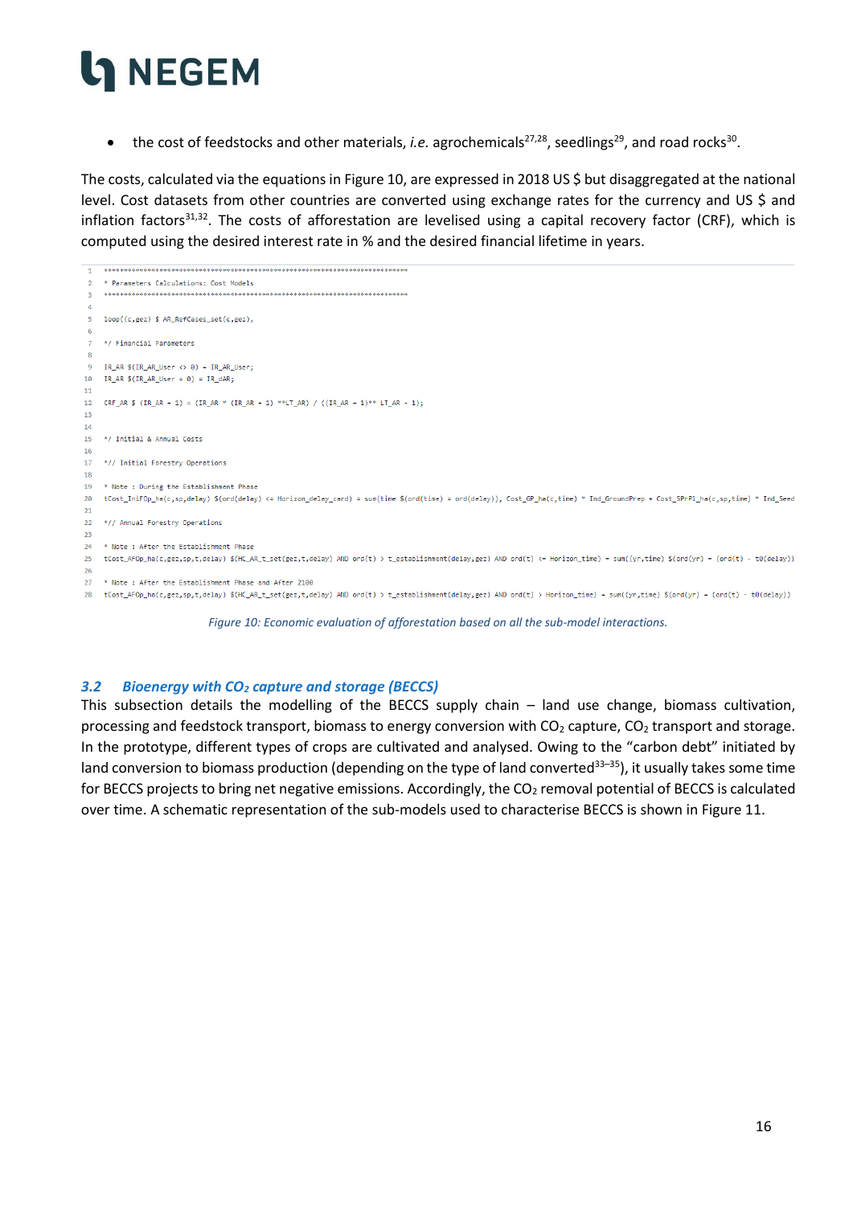- the cost of feedstocks and other materials, *i.e.* agrochemicals[27,28], seedlings[29], and road rocks[30].

The costs, calculated via the equations in Figure 10, are expressed in 2018 US $ but disaggregated at the national level. Cost datasets from other countries are converted using exchange rates for the currency and US $ and inflation factors[31,32]. The costs of afforestation are levelised using a capital recovery factor (CRF), which is computed using the desired interest rate in % and the desired financial lifetime in years.

```
1   ************************************************************************
2   * Parameters Calculations: Cost Models
3   ************************************************************************
4
5   loop((c,gez) $ AR_RefCases_set(c,gez),
6
7   */ Financial Parameters
8
9   IR_AR $(IR_AR_User <> 0) = IR_AR_User;
10  IR_AR $(IR_AR_User = 0) = IR_dAR;
11
12  CRF_AR $ (IR_AR + 1) = (IR_AR * (IR_AR + 1) **LT_AR) / ((IR_AR + 1)** LT_AR - 1);
13
14
15  */ Initial & Annual Costs
16
17  *// Initial Forestry Operations
18
19  * Note : During the Establishment Phase
20  tCost_IniFOp_ha(c,sp,delay) $(ord(delay) <= Horizon_delay_card) = sum(time $(ord(time) = ord(delay)), Cost_GP_ha(c,time) * Ind_GroundPrep + Cost_SPrPl_ha(c,sp,time) * Ind_Seed
21
22  *// Annual Forestry Operations
23
24  * Note : After the Establishment Phase
25  tCost_AFOp_ha(c,gez,sp,t,delay) $(HC_AR_t_set(gez,t,delay) AND ord(t) > t_establishment(delay,gez) AND ord(t) <= Horizon_time) = sum((yr,time) $(ord(yr) = (ord(t) - t0(delay))
26
27  * Note : After the Establishment Phase and After 2100
28  tCost_AFOp_ha(c,gez,sp,t,delay) $(HC_AR_t_set(gez,t,delay) AND ord(t) > t_establishment(delay,gez) AND ord(t) > Horizon_time) = sum((yr,time) $(ord(yr) = (ord(t) - t0(delay))
```

*Figure 10: Economic evaluation of afforestation based on all the sub-model interactions.*

### *3.2 Bioenergy with $CO_2$ capture and storage (BECCS)*

This subsection details the modelling of the BECCS supply chain – land use change, biomass cultivation, processing and feedstock transport, biomass to energy conversion with $CO_2$ capture, $CO_2$ transport and storage. In the prototype, different types of crops are cultivated and analysed. Owing to the "carbon debt" initiated by land conversion to biomass production (depending on the type of land converted[33–35]), it usually takes some time for BECCS projects to bring net negative emissions. Accordingly, the $CO_2$ removal potential of BECCS is calculated over time. A schematic representation of the sub-models used to characterise BECCS is shown in Figure 11.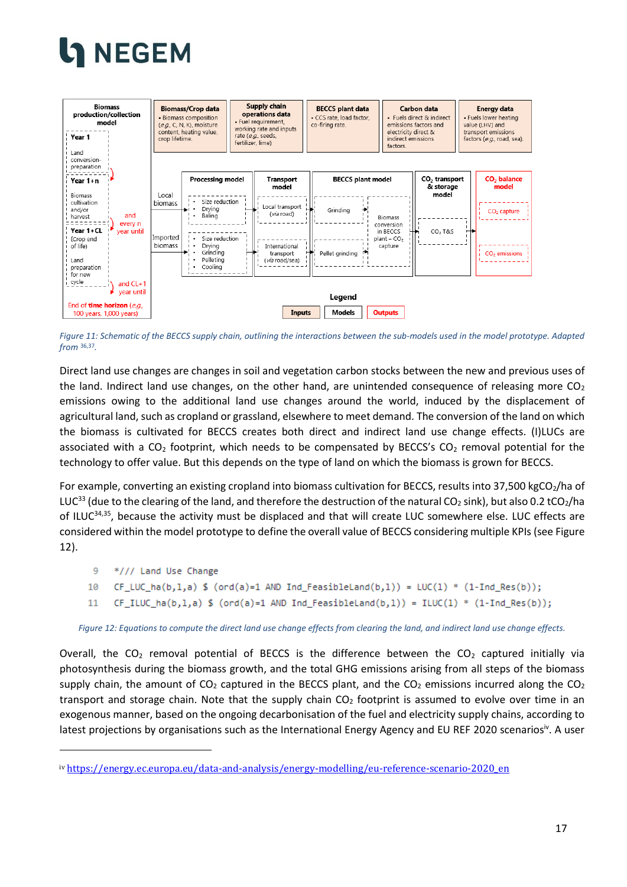Biomass production/collection model

Year 1

Land conversion-preparation

Year 1+n

Biomass cultivation and/or harvest

and every n year until

Year 1+CL (Crop end of life)

Land preparation for new cycle

and CL+1 year until

End of time horizon (e.g., 100 years, 1,000 years)

Biomass/Crop data
• Biomass composition (e.g., C, N, K), moisture content, heating value, crop lifetime.

Supply chain operations data
• Fuel requirement, working rate and inputs rate (e.g., seeds, fertilizer, lime)

BECCS plant data
• CCS rate, load factor, co-firing rate.

Carbon data
• Fuels direct & indirect emissions factors and electricity direct & indirect emissions factors.

Energy data
• Fuels lower heating value (LHV) and transport emissions factors (e.g., road, sea).

Local biomass

Imported biomass

Processing model
• Size reduction
• Drying
• Baling
• Size reduction
• Drying
• Grinding
• Pelleting
• Cooling

Transport model
Local transport (via road)
International transport (via road/sea)

BECCS plant model
Grinding
Pellet grinding
Biomass conversion in BECCS plant – $CO_2$ capture

$CO_2$ transport & storage model
$CO_2$ T&S

$CO_2$ balance model
$CO_2$ capture
$CO_2$ emissions

Legend
Inputs
Models
Outputs

*Figure 11: Schematic of the BECCS supply chain, outlining the interactions between the sub-models used in the model prototype. Adapted from* [36,37].

Direct land use changes are changes in soil and vegetation carbon stocks between the new and previous uses of the land. Indirect land use changes, on the other hand, are unintended consequence of releasing more $CO_2$ emissions owing to the additional land use changes around the world, induced by the displacement of agricultural land, such as cropland or grassland, elsewhere to meet demand. The conversion of the land on which the biomass is cultivated for BECCS creates both direct and indirect land use change effects. (I)LUCs are associated with a $CO_2$ footprint, which needs to be compensated by BECCS's $CO_2$ removal potential for the technology to offer value. But this depends on the type of land on which the biomass is grown for BECCS.

For example, converting an existing cropland into biomass cultivation for BECCS, results into 37,500 kg$CO_2$/ha of LUC[33] (due to the clearing of the land, and therefore the destruction of the natural $CO_2$ sink), but also 0.2 t$CO_2$/ha of ILUC[34,35], because the activity must be displaced and that will create LUC somewhere else. LUC effects are considered within the model prototype to define the overall value of BECCS considering multiple KPIs (see Figure 12).

```
9   */// Land Use Change
10  CF_LUC_ha(b,l,a) $ (ord(a)=1 AND Ind_FeasibleLand(b,l)) = LUC(l) * (1-Ind_Res(b));
11  CF_ILUC_ha(b,l,a) $ (ord(a)=1 AND Ind_FeasibleLand(b,l)) = ILUC(l) * (1-Ind_Res(b));
```

*Figure 12: Equations to compute the direct land use change effects from clearing the land, and indirect land use change effects.*

Overall, the $CO_2$ removal potential of BECCS is the difference between the $CO_2$ captured initially via photosynthesis during the biomass growth, and the total GHG emissions arising from all steps of the biomass supply chain, the amount of $CO_2$ captured in the BECCS plant, and the $CO_2$ emissions incurred along the $CO_2$ transport and storage chain. Note that the supply chain $CO_2$ footprint is assumed to evolve over time in an exogenous manner, based on the ongoing decarbonisation of the fuel and electricity supply chains, according to latest projections by organisations such as the International Energy Agency and EU REF 2020 scenarios[iv]. A user

[iv] https://energy.ec.europa.eu/data-and-analysis/energy-modelling/eu-reference-scenario-2020_en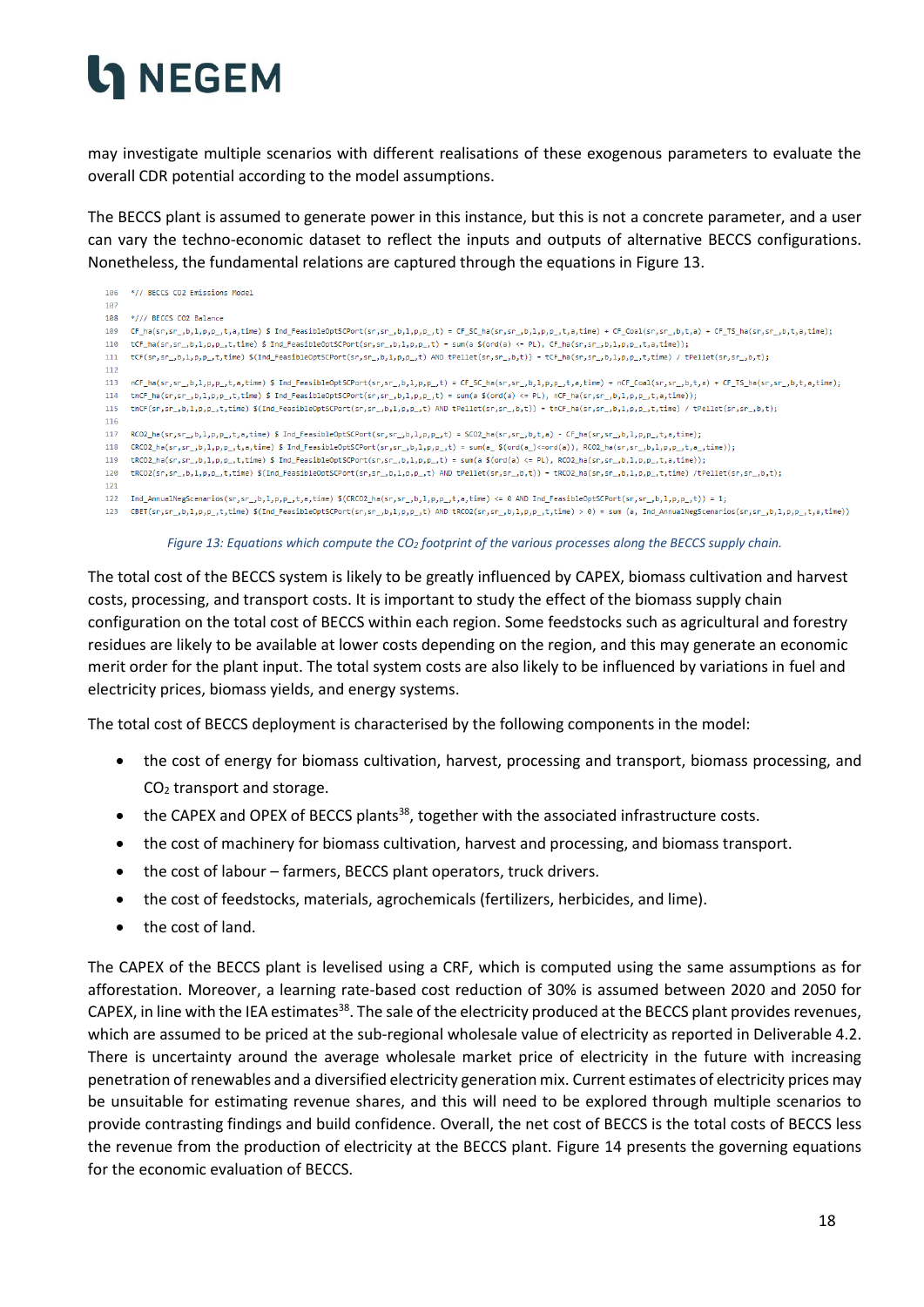may investigate multiple scenarios with different realisations of these exogenous parameters to evaluate the overall CDR potential according to the model assumptions.

The BECCS plant is assumed to generate power in this instance, but this is not a concrete parameter, and a user can vary the techno-economic dataset to reflect the inputs and outputs of alternative BECCS configurations. Nonetheless, the fundamental relations are captured through the equations in Figure 13.

```
106  *// BECCS CO2 Emissions Model
107
108  */// BECCS CO2 Balance
109  CF_ha(sr,sr_,b,l,p,p_,t,a,time) $ Ind_FeasibleOptSCPort(sr,sr_,b,l,p,p_,t) = CF_SC_ha(sr,sr_,b,l,p,p_,t,a,time) + CF_Coal(sr,sr_,b,t,a) + CF_TS_ha(sr,sr_,b,t,a,time);
110  tCF_ha(sr,sr_,b,l,p,p_,t,time) $ Ind_FeasibleOptSCPort(sr,sr_,b,l,p,p_,t) = sum(a $(ord(a) <= PL), CF_ha(sr,sr_,b,l,p,p_,t,a,time));
111  tCF(sr,sr_,b,l,p,p_,t,time) $(Ind_FeasibleOptSCPort(sr,sr_,b,l,p,p_,t) AND tPellet(sr,sr_,b,t)) = tCF_ha(sr,sr_,b,l,p,p_,t,time) / tPellet(sr,sr_,b,t);
112
113  nCF_ha(sr,sr_,b,l,p,p_,t,a,time) $ Ind_FeasibleOptSCPort(sr,sr_,b,l,p,p_,t) = CF_SC_ha(sr,sr_,b,l,p,p_,t,a,time) + nCF_Coal(sr,sr_,b,t,a) + CF_TS_ha(sr,sr_,b,t,a,time);
114  tnCF_ha(sr,sr_,b,l,p,p_,t,time) $ Ind_FeasibleOptSCPort(sr,sr_,b,l,p,p_,t) = sum(a $(ord(a) <= PL), nCF_ha(sr,sr_,b,l,p,p_,t,a,time));
115  tnCF(sr,sr_,b,l,p,p_,t,time) $(Ind_FeasibleOptSCPort(sr,sr_,b,l,p,p_,t) AND tPellet(sr,sr_,b,t)) = tnCF_ha(sr,sr_,b,l,p,p_,t,time) / tPellet(sr,sr_,b,t);
116
117  RCO2_ha(sr,sr_,b,l,p,p_,t,a,time) $ Ind_FeasibleOptSCPort(sr,sr_,b,l,p,p_,t) = SCO2_ha(sr,sr_,b,t,a) - CF_ha(sr,sr_,b,l,p,p_,t,a,time);
118  CRCO2_ha(sr,sr_,b,l,p,p_,t,a,time) $ Ind_FeasibleOptSCPort(sr,sr_,b,l,p,p_,t) = sum(a_ $(ord(a_)<=ord(a)), RCO2_ha(sr,sr_,b,l,p,p_,t,a_,time));
119  tRCO2_ha(sr,sr_,b,l,p,p_,t,time) $ Ind_FeasibleOptSCPort(sr,sr_,b,l,p,p_,t) = sum(a $(ord(a) <= PL), RCO2_ha(sr,sr_,b,l,p,p_,t,a,time));
120  tRCO2(sr,sr_,b,l,p,p_,t,time) $(Ind_FeasibleOptSCPort(sr,sr_,b,l,p,p_,t) AND tPellet(sr,sr_,b,t)) = tRCO2_ha(sr,sr_,b,l,p,p_,t,time) /tPellet(sr,sr_,b,t);
121
122  Ind_AnnualNegScenarios(sr,sr_,b,l,p,p_,t,a,time) $(CRCO2_ha(sr,sr_,b,l,p,p_,t,a,time) <= 0 AND Ind_FeasibleOptSCPort(sr,sr_,b,l,p,p_,t)) = 1;
123  CBET(sr,sr_,b,l,p,p_,t,time) $(Ind_FeasibleOptSCPort(sr,sr_,b,l,p,p_,t) AND tRCO2(sr,sr_,b,l,p,p_,t,time) > 0) = sum (a, Ind_AnnualNegScenarios(sr,sr_,b,l,p,p_,t,a,time))
```

*Figure 13: Equations which compute the $CO_2$ footprint of the various processes along the BECCS supply chain.*

The total cost of the BECCS system is likely to be greatly influenced by CAPEX, biomass cultivation and harvest costs, processing, and transport costs. It is important to study the effect of the biomass supply chain configuration on the total cost of BECCS within each region. Some feedstocks such as agricultural and forestry residues are likely to be available at lower costs depending on the region, and this may generate an economic merit order for the plant input. The total system costs are also likely to be influenced by variations in fuel and electricity prices, biomass yields, and energy systems.

The total cost of BECCS deployment is characterised by the following components in the model:

- the cost of energy for biomass cultivation, harvest, processing and transport, biomass processing, and $CO_2$ transport and storage.
- the CAPEX and OPEX of BECCS plants[38], together with the associated infrastructure costs.
- the cost of machinery for biomass cultivation, harvest and processing, and biomass transport.
- the cost of labour – farmers, BECCS plant operators, truck drivers.
- the cost of feedstocks, materials, agrochemicals (fertilizers, herbicides, and lime).
- the cost of land.

The CAPEX of the BECCS plant is levelised using a CRF, which is computed using the same assumptions as for afforestation. Moreover, a learning rate-based cost reduction of 30% is assumed between 2020 and 2050 for CAPEX, in line with the IEA estimates[38]. The sale of the electricity produced at the BECCS plant provides revenues, which are assumed to be priced at the sub-regional wholesale value of electricity as reported in Deliverable 4.2. There is uncertainty around the average wholesale market price of electricity in the future with increasing penetration of renewables and a diversified electricity generation mix. Current estimates of electricity prices may be unsuitable for estimating revenue shares, and this will need to be explored through multiple scenarios to provide contrasting findings and build confidence. Overall, the net cost of BECCS is the total costs of BECCS less the revenue from the production of electricity at the BECCS plant. Figure 14 presents the governing equations for the economic evaluation of BECCS.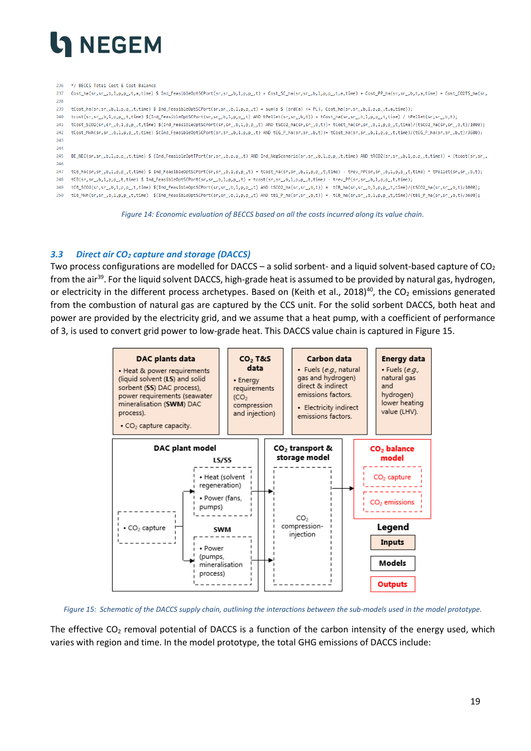```
236   */ BECCS Total Cost & Cost Balance
237   Cost_ha(sr,sr_,b,l,p,p_,t,a,time) $ Ind_FeasibleOptSCPort(sr,sr_,b,l,p,p_,t) = Cost_SC_ha(sr,sr_,b,l,p,p_,t,a,time) + Cost_PP_ha(sr,sr_,b,t,a,time) + Cost_CO2TS_ha(sr,
238
239   tCost_ha(sr,sr_,b,l,p,p_,t,time) $ Ind_FeasibleOptSCPort(sr,sr_,b,l,p,p_,t) = sum(a $ (ord(a) <= PL), Cost_ha(sr,sr_,b,l,p,p_,t,a,time));
240   tcost(sr,sr_,b,l,p,p_,t,time) $(Ind_FeasibleOptSCPort(sr,sr_,b,l,p,p_,t) AND tPellet(sr,sr_,b,t)) = tCost_ha(sr,sr_,b,l,p,p_,t,time) / tPellet(sr,sr_,b,t);
241   tCost_SCO2(sr,sr_,b,l,p,p_,t,time) $(Ind_FeasibleOptSCPort(sr,sr_,b,l,p,p_,t) AND tSCO2_ha(sr,sr_,b,t))= tCost_ha(sr,sr_,b,l,p,p_,t,time)/(tSCO2_ha(sr,sr_,b,t)/1000);
242   tCost_MWh(sr,sr_,b,l,p,p_,t,time) $(Ind_FeasibleOptSCPort(sr,sr_,b,l,p,p_,t) AND tEG_P_ha(sr,sr_,b,t))= tCost_ha(sr,sr_,b,l,p,p_,t,time)/(tEG_P_ha(sr,sr_,b,t)/3600);
243
244
245   BE_NEC(sr,sr_,b,l,p,p_,t,time) $ (Ind_FeasibleOptTPort(sr,sr_,b,p,p_,t) AND Ind_NegScenario(sr,sr_,b,l,p,p_,t,time) AND tRCO2(sr,sr_,b,l,p,p_,t,time)) = (tcost(sr,sr_,
246
247   tCB_ha(sr,sr_,b,l,p,p_,t,time) $ Ind_FeasibleOptSCPort(sr,sr_,b,l,p,p_,t) = tCost_ha(sr,sr_,b,l,p,p_,t,time) - trev_PP(sr,sr_,b,l,p,p_,t,time) * tPellet(sr,sr_,b,t);
248   tCB(sr,sr_,b,l,p,p_,t,time) $ Ind_FeasibleOptSCPort(sr,sr_,b,l,p,p_,t) = tcost(sr,sr_,b,l,p,p_,t,time) - trev_PP(sr,sr_,b,l,p,p_,t,time);
249   tCB_SCO2(sr,sr_,b,l,p,p_,t,time) $(Ind_FeasibleOptSCPort(sr,sr_,b,l,p,p_,t) AND tSCO2_ha(sr,sr_,b,t)) =  tCB_ha(sr,sr_,b,l,p,p_,t,time)/(tSCO2_ha(sr,sr_,b,t)/1000);
250   tCB_MWh(sr,sr_,b,l,p,p_,t,time)  $(Ind_FeasibleOptSCPort(sr,sr_,b,l,p,p_,t) AND tEG_P_ha(sr,sr_,b,t)) =  tCB_ha(sr,sr_,b,l,p,p_,t,time)/(tEG_P_ha(sr,sr_,b,t)/3600);
```

*Figure 14: Economic evaluation of BECCS based on all the costs incurred along its value chain.*

## 3.3 Direct air $CO_2$ capture and storage (DACCS)

Two process configurations are modelled for DACCS – a solid sorbent- and a liquid solvent-based capture of $CO_2$ from the air[39]. For the liquid solvent DACCS, high-grade heat is assumed to be provided by natural gas, hydrogen, or electricity in the different process archetypes. Based on (Keith et al., 2018)[40], the $CO_2$ emissions generated from the combustion of natural gas are captured by the CCS unit. For the solid sorbent DACCS, both heat and power are provided by the electricity grid, and we assume that a heat pump, with a coefficient of performance of 3, is used to convert grid power to low-grade heat. This DACCS value chain is captured in Figure 15.

**DAC plants data**
- Heat & power requirements (liquid solvent (**LS**) and solid sorbent (**SS**) DAC process), power requirements (seawater mineralisation (**SWM**) DAC process).
- $CO_2$ capture capacity.

**$CO_2$ T&S data**
- Energy requirements ($CO_2$ compression and injection)

**Carbon data**
- Fuels (*e.g.*, natural gas and hydrogen) direct & indirect emissions factors.
- Electricity indirect emissions factors.

**Energy data**
- Fuels (*e.g.*, natural gas and hydrogen) lower heating value (LHV).

**DAC plant model**

LS/SS
- Heat (solvent regeneration)
- Power (fans, pumps)

- $CO_2$ capture

SWM
- Power (pumps, mineralisation process)

**$CO_2$ transport & storage model**

$CO_2$ compression-injection

**$CO_2$ balance model**

$CO_2$ capture

$CO_2$ emissions

**Legend**

**Inputs**

**Models**

**Outputs**

*Figure 15: Schematic of the DACCS supply chain, outlining the interactions between the sub-models used in the model prototype.*

The effective $CO_2$ removal potential of DACCS is a function of the carbon intensity of the energy used, which varies with region and time. In the model prototype, the total GHG emissions of DACCS include: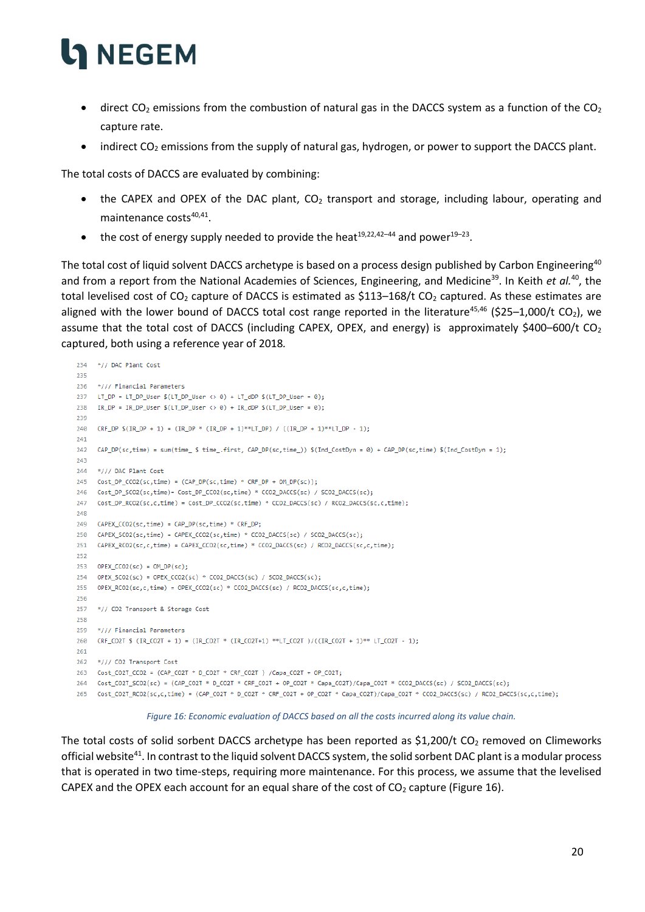- direct $CO_2$ emissions from the combustion of natural gas in the DACCS system as a function of the $CO_2$ capture rate.
- indirect $CO_2$ emissions from the supply of natural gas, hydrogen, or power to support the DACCS plant.

The total costs of DACCS are evaluated by combining:

- the CAPEX and OPEX of the DAC plant, $CO_2$ transport and storage, including labour, operating and maintenance costs[40,41].
- the cost of energy supply needed to provide the heat[19,22,42–44] and power[19–23].

The total cost of liquid solvent DACCS archetype is based on a process design published by Carbon Engineering[40] and from a report from the National Academies of Sciences, Engineering, and Medicine[39]. In Keith *et al.*[40], the total levelised cost of $CO_2$ capture of DACCS is estimated as \$113–168/t $CO_2$ captured. As these estimates are aligned with the lower bound of DACCS total cost range reported in the literature[45,46] (\$25–1,000/t $CO_2$), we assume that the total cost of DACCS (including CAPEX, OPEX, and energy) is approximately \$400–600/t $CO_2$ captured, both using a reference year of 2018.

```
234  *// DAC Plant Cost
235
236  */// Financial Parameters
237  LT_DP = LT_DP_User $(LT_DP_User <> 0) + LT_dDP $(LT_DP_User = 0);
238  IR_DP = IR_DP_User $(LT_DP_User <> 0) + IR_dDP $(LT_DP_User = 0);
239
240  CRF_DP $(IR_DP + 1) = (IR_DP * (IR_DP + 1)**LT_DP) / ((IR_DP + 1)**LT_DP - 1);
241
242  CAP_DP(sc,time) = sum(time_ $ time_.first, CAP_DP(sc,time_)) $(Ind_CostDyn = 0) + CAP_DP(sc,time) $(Ind_CostDyn = 1);
243
244  */// DAC Plant Cost
245  Cost_DP_CCO2(sc,time) = (CAP_DP(sc,time) * CRF_DP + OM_DP(sc));
246  Cost_DP_SCO2(sc,time)= Cost_DP_CCO2(sc,time) * CCO2_DACCS(sc) / SCO2_DACCS(sc);
247  Cost_DP_RCO2(sc,c,time) = Cost_DP_CCO2(sc,time) * CCO2_DACCS(sc) / RCO2_DACCS(sc,c,time);
248
249  CAPEX_CCO2(sc,time) = CAP_DP(sc,time) * CRF_DP;
250  CAPEX_SCO2(sc,time) = CAPEX_CCO2(sc,time) * CCO2_DACCS(sc) / SCO2_DACCS(sc);
251  CAPEX_RCO2(sc,c,time) = CAPEX_CCO2(sc,time) * CCO2_DACCS(sc) / RCO2_DACCS(sc,c,time);
252
253  OPEX_CCO2(sc) = OM_DP(sc);
254  OPEX_SCO2(sc) = OPEX_CCO2(sc) * CCO2_DACCS(sc) / SCO2_DACCS(sc);
255  OPEX_RCO2(sc,c,time) = OPEX_CCO2(sc) * CCO2_DACCS(sc) / RCO2_DACCS(sc,c,time);
256
257  *// CO2 Transport & Storage Cost
258
259  */// Financial Parameters
260  CRF_CO2T $ (IR_CO2T + 1) = (IR_CO2T * (IR_CO2T+1) **LT_CO2T )/((IR_CO2T + 1)** LT_CO2T - 1);
261
262  */// CO2 Transport Cost
263  Cost_CO2T_CCO2 = (CAP_CO2T * D_CO2T * CRF_CO2T ) /Capa_CO2T + OP_CO2T;
264  Cost_CO2T_SCO2(sc) = (CAP_CO2T * D_CO2T * CRF_CO2T + OP_CO2T * Capa_CO2T)/Capa_CO2T * CCO2_DACCS(sc) / SCO2_DACCS(sc);
265  Cost_CO2T_RCO2(sc,c,time) = (CAP_CO2T * D_CO2T * CRF_CO2T + OP_CO2T * Capa_CO2T)/Capa_CO2T * CCO2_DACCS(sc) / RCO2_DACCS(sc,c,time);
```

*Figure 16: Economic evaluation of DACCS based on all the costs incurred along its value chain.*

The total costs of solid sorbent DACCS archetype has been reported as \$1,200/t $CO_2$ removed on Climeworks official website[41]. In contrast to the liquid solvent DACCS system, the solid sorbent DAC plant is a modular process that is operated in two time-steps, requiring more maintenance. For this process, we assume that the levelised CAPEX and the OPEX each account for an equal share of the cost of $CO_2$ capture (Figure 16).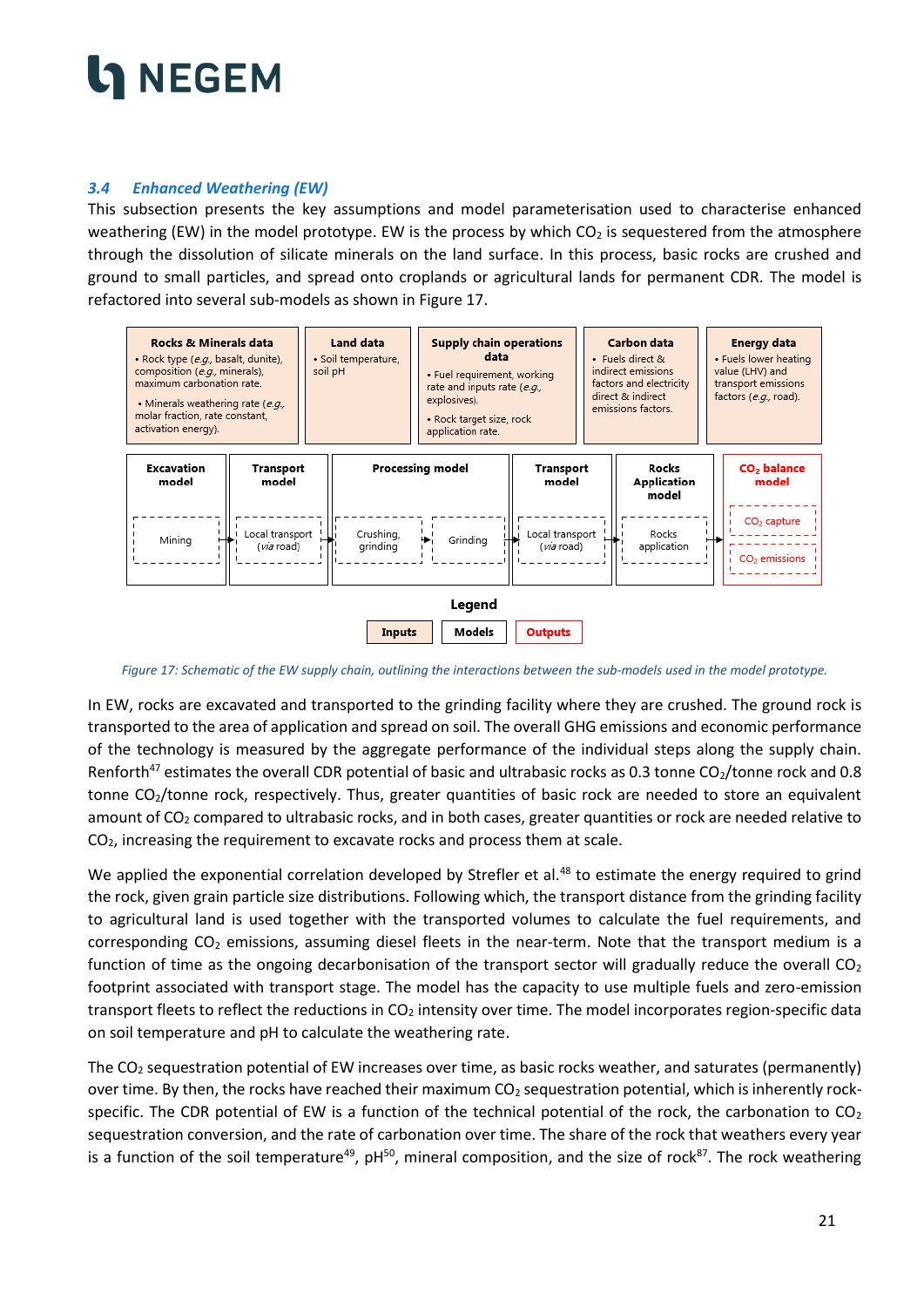### 3.4 Enhanced Weathering (EW)

This subsection presents the key assumptions and model parameterisation used to characterise enhanced weathering (EW) in the model prototype. EW is the process by which $CO_2$ is sequestered from the atmosphere through the dissolution of silicate minerals on the land surface. In this process, basic rocks are crushed and ground to small particles, and spread onto croplands or agricultural lands for permanent CDR. The model is refactored into several sub-models as shown in Figure 17.

Rocks & Minerals data
- Rock type (e.g., basalt, dunite), composition (e.g., minerals), maximum carbonation rate.
- Minerals weathering rate (e.g., molar fraction, rate constant, activation energy).

Land data
- Soil temperature, soil pH

Supply chain operations data
- Fuel requirement, working rate and inputs rate (e.g., explosives).
- Rock target size, rock application rate.

Carbon data
- Fuels direct & indirect emissions factors and electricity direct & indirect emissions factors.

Energy data
- Fuels lower heating value (LHV) and transport emissions factors (e.g., road).

Excavation model: Mining

Transport model: Local transport (via road)

Processing model: Crushing, grinding; Grinding

Transport model: Local transport (via road)

Rocks Application model: Rocks application

$CO_2$ balance model: $CO_2$ capture; $CO_2$ emissions

Legend

Inputs | Models | Outputs

*Figure 17: Schematic of the EW supply chain, outlining the interactions between the sub-models used in the model prototype.*

In EW, rocks are excavated and transported to the grinding facility where they are crushed. The ground rock is transported to the area of application and spread on soil. The overall GHG emissions and economic performance of the technology is measured by the aggregate performance of the individual steps along the supply chain. Renforth[47] estimates the overall CDR potential of basic and ultrabasic rocks as 0.3 tonne $CO_2$/tonne rock and 0.8 tonne $CO_2$/tonne rock, respectively. Thus, greater quantities of basic rock are needed to store an equivalent amount of $CO_2$ compared to ultrabasic rocks, and in both cases, greater quantities or rock are needed relative to $CO_2$, increasing the requirement to excavate rocks and process them at scale.

We applied the exponential correlation developed by Strefler et al.[48] to estimate the energy required to grind the rock, given grain particle size distributions. Following which, the transport distance from the grinding facility to agricultural land is used together with the transported volumes to calculate the fuel requirements, and corresponding $CO_2$ emissions, assuming diesel fleets in the near-term. Note that the transport medium is a function of time as the ongoing decarbonisation of the transport sector will gradually reduce the overall $CO_2$ footprint associated with transport stage. The model has the capacity to use multiple fuels and zero-emission transport fleets to reflect the reductions in $CO_2$ intensity over time. The model incorporates region-specific data on soil temperature and pH to calculate the weathering rate.

The $CO_2$ sequestration potential of EW increases over time, as basic rocks weather, and saturates (permanently) over time. By then, the rocks have reached their maximum $CO_2$ sequestration potential, which is inherently rock-specific. The CDR potential of EW is a function of the technical potential of the rock, the carbonation to $CO_2$ sequestration conversion, and the rate of carbonation over time. The share of the rock that weathers every year is a function of the soil temperature[49], pH[50], mineral composition, and the size of rock[87]. The rock weathering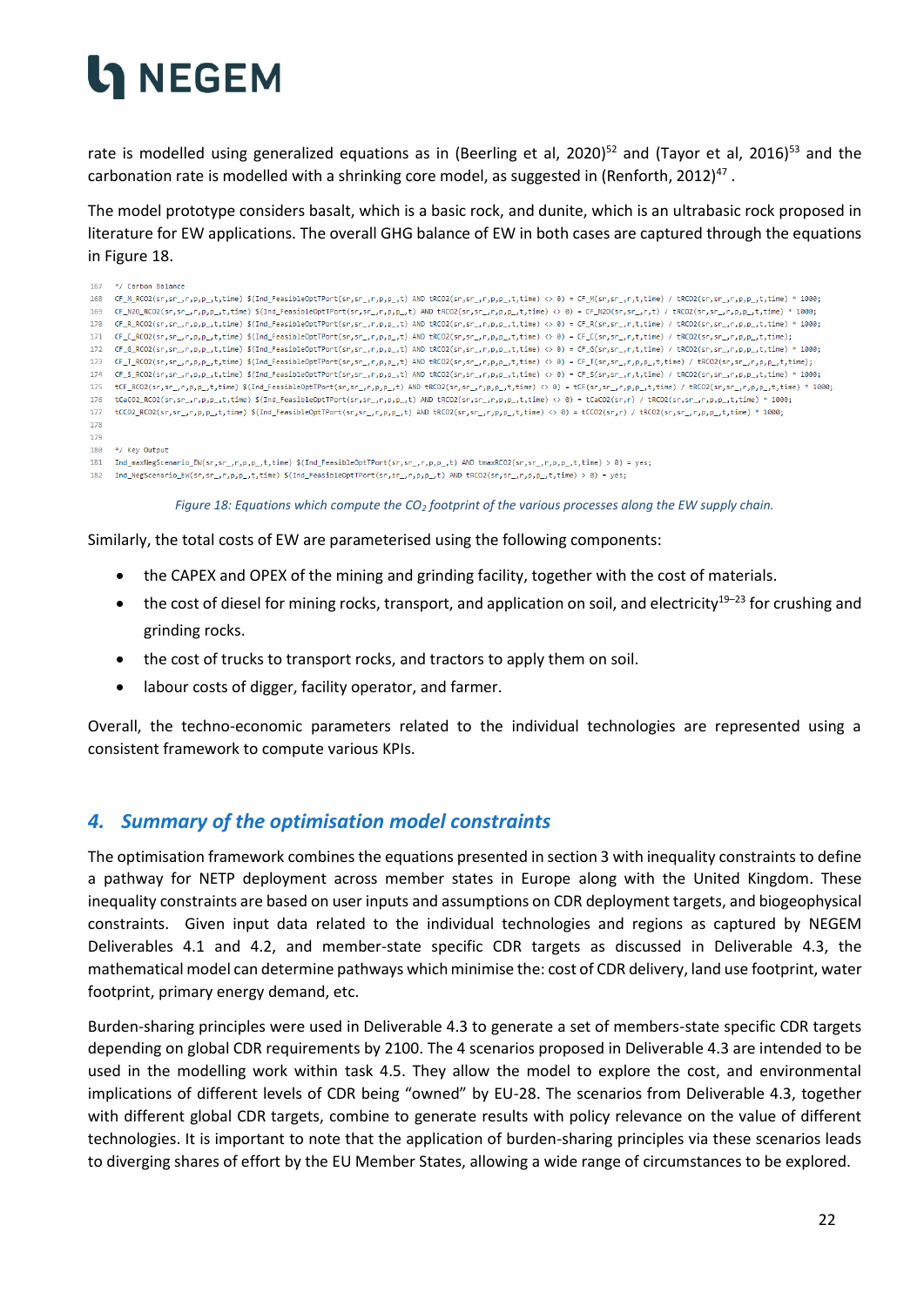rate is modelled using generalized equations as in (Beerling et al, 2020)[52] and (Tayor et al, 2016)[53] and the carbonation rate is modelled with a shrinking core model, as suggested in (Renforth, 2012)[47] .

The model prototype considers basalt, which is a basic rock, and dunite, which is an ultrabasic rock proposed in literature for EW applications. The overall GHG balance of EW in both cases are captured through the equations in Figure 18.

```
167   */ Carbon Balance
168   CF_M_RCO2(sr,sr_,r,p,p_,t,time) $(Ind_FeasibleOptTPort(sr,sr_,r,p,p_,t) AND tRCO2(sr,sr_,r,p,p_,t,time) <> 0) = CF_M(sr,sr_,r,t,time) / tRCO2(sr,sr_,r,p,p_,t,time) * 1000;
169   CF_N2O_RCO2(sr,sr_,r,p,p_,t,time) $(Ind_FeasibleOptTPort(sr,sr_,r,p,p_,t) AND tRCO2(sr,sr_,r,p,p_,t,time) <> 0) = CF_N2O(sr,sr_,r,t) / tRCO2(sr,sr_,r,p,p_,t,time) * 1000;
170   CF_R_RCO2(sr,sr_,r,p,p_,t,time) $(Ind_FeasibleOptTPort(sr,sr_,r,p,p_,t) AND tRCO2(sr,sr_,r,p,p_,t,time) <> 0) = CF_R(sr,sr_,r,t,time) / tRCO2(sr,sr_,r,p,p_,t,time) * 1000;
171   CF_C_RCO2(sr,sr_,r,p,p_,t,time) $(Ind_FeasibleOptTPort(sr,sr_,r,p,p_,t) AND tRCO2(sr,sr_,r,p,p_,t,time) <> 0) = CF_C(sr,sr_,r,t,time) / tRCO2(sr,sr_,r,p,p_,t,time);
172   CF_G_RCO2(sr,sr_,r,p,p_,t,time) $(Ind_FeasibleOptTPort(sr,sr_,r,p,p_,t) AND tRCO2(sr,sr_,r,p,p_,t,time) <> 0) = CF_G(sr,sr_,r,t,time) / tRCO2(sr,sr_,r,p,p_,t,time) * 1000;
173   CF_T_RCO2(sr,sr_,r,p,p_,t,time) $(Ind_FeasibleOptTPort(sr,sr_,r,p,p_,t) AND tRCO2(sr,sr_,r,p,p_,t,time) <> 0) = CF_T(sr,sr_,r,p,p_,t,time) / tRCO2(sr,sr_,r,p,p_,t,time);
174   CF_S_RCO2(sr,sr_,r,p,p_,t,time) $(Ind_FeasibleOptTPort(sr,sr_,r,p,p_,t) AND tRCO2(sr,sr_,r,p,p_,t,time) <> 0) = CF_S(sr,sr_,r,t,time) / tRCO2(sr,sr_,r,p,p_,t,time) * 1000;
175   tCF_RCO2(sr,sr_,r,p,p_,t,time) $(Ind_FeasibleOptTPort(sr,sr_,r,p,p_,t) AND tRCO2(sr,sr_,r,p,p_,t,time) <> 0) = tCF(sr,sr_,r,p,p_,t,time) / tRCO2(sr,sr_,r,p,p_,t,time) * 1000;
176   tCaCO2_RCO2(sr,sr_,r,p,p_,t,time) $(Ind_FeasibleOptTPort(sr,sr_,r,p,p_,t) AND tRCO2(sr,sr_,r,p,p_,t,time) <> 0) = tCaCO2(sr,r) / tRCO2(sr,sr_,r,p,p_,t,time) * 1000;
177   tCCO2_RCO2(sr,sr_,r,p,p_,t,time) $(Ind_FeasibleOptTPort(sr,sr_,r,p,p_,t) AND tRCO2(sr,sr_,r,p,p_,t,time) <> 0) = tCCO2(sr,r) / tRCO2(sr,sr_,r,p,p_,t,time) * 1000;
178
179
180   */ Key Output
181   Ind_maxNegScenario_EW(sr,sr_,r,p,p_,t,time) $(Ind_FeasibleOptTPort(sr,sr_,r,p,p_,t) AND tmaxRCO2(sr,sr_,r,p,p_,t,time) > 0) = yes;
182   Ind_NegScenario_EW(sr,sr_,r,p,p_,t,time) $(Ind_FeasibleOptTPort(sr,sr_,r,p,p_,t) AND tRCO2(sr,sr_,r,p,p_,t,time) > 0) = yes;
```

*Figure 18: Equations which compute the $CO_2$ footprint of the various processes along the EW supply chain.*

Similarly, the total costs of EW are parameterised using the following components:

- the CAPEX and OPEX of the mining and grinding facility, together with the cost of materials.
- the cost of diesel for mining rocks, transport, and application on soil, and electricity[19–23] for crushing and grinding rocks.
- the cost of trucks to transport rocks, and tractors to apply them on soil.
- labour costs of digger, facility operator, and farmer.

Overall, the techno-economic parameters related to the individual technologies are represented using a consistent framework to compute various KPIs.

## *4. Summary of the optimisation model constraints*

The optimisation framework combines the equations presented in section 3 with inequality constraints to define a pathway for NETP deployment across member states in Europe along with the United Kingdom. These inequality constraints are based on user inputs and assumptions on CDR deployment targets, and biogeophysical constraints. Given input data related to the individual technologies and regions as captured by NEGEM Deliverables 4.1 and 4.2, and member-state specific CDR targets as discussed in Deliverable 4.3, the mathematical model can determine pathways which minimise the: cost of CDR delivery, land use footprint, water footprint, primary energy demand, etc.

Burden-sharing principles were used in Deliverable 4.3 to generate a set of members-state specific CDR targets depending on global CDR requirements by 2100. The 4 scenarios proposed in Deliverable 4.3 are intended to be used in the modelling work within task 4.5. They allow the model to explore the cost, and environmental implications of different levels of CDR being "owned" by EU-28. The scenarios from Deliverable 4.3, together with different global CDR targets, combine to generate results with policy relevance on the value of different technologies. It is important to note that the application of burden-sharing principles via these scenarios leads to diverging shares of effort by the EU Member States, allowing a wide range of circumstances to be explored.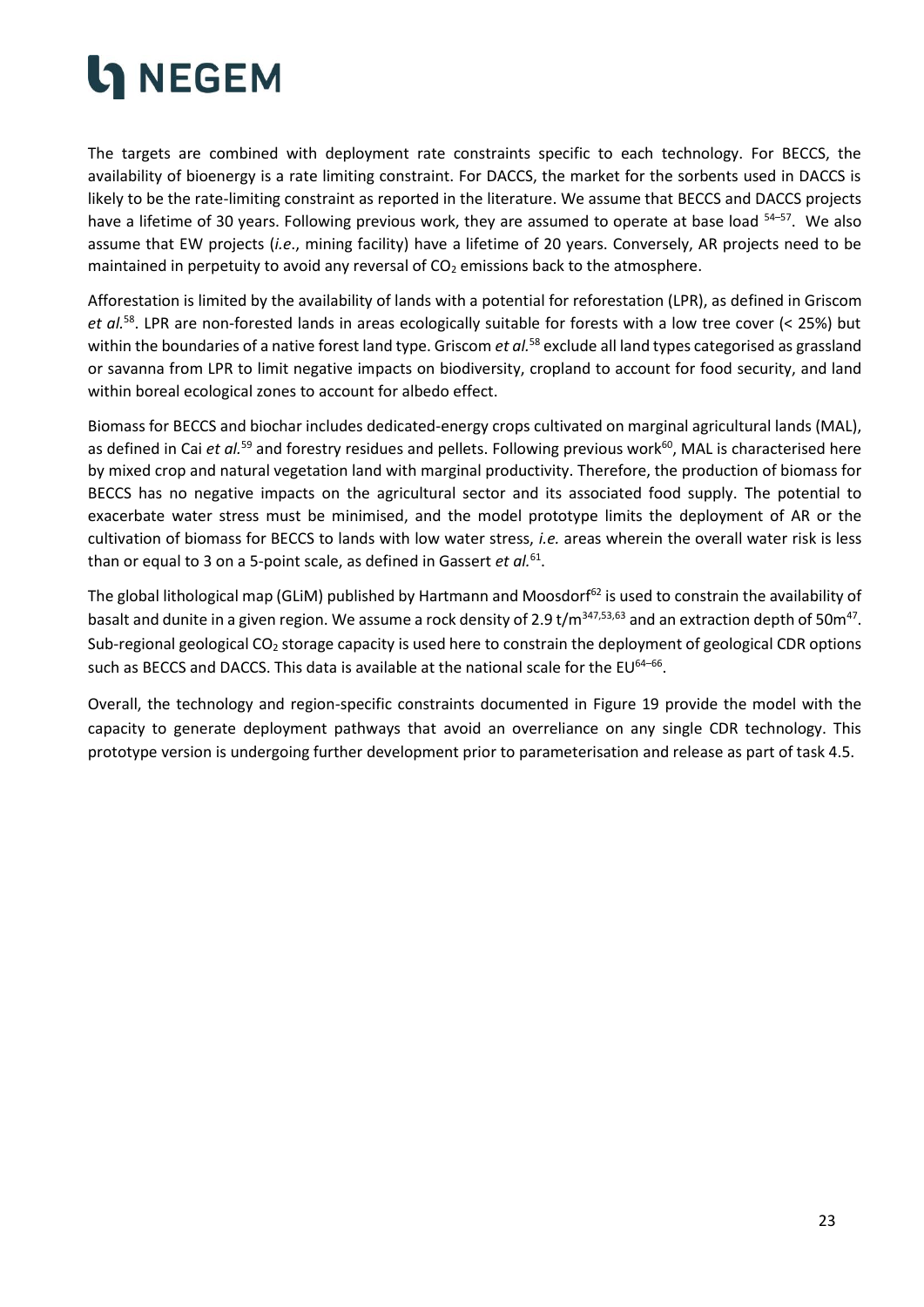The targets are combined with deployment rate constraints specific to each technology. For BECCS, the availability of bioenergy is a rate limiting constraint. For DACCS, the market for the sorbents used in DACCS is likely to be the rate-limiting constraint as reported in the literature. We assume that BECCS and DACCS projects have a lifetime of 30 years. Following previous work, they are assumed to operate at base load [54–57]. We also assume that EW projects (*i.e.*, mining facility) have a lifetime of 20 years. Conversely, AR projects need to be maintained in perpetuity to avoid any reversal of $CO_2$ emissions back to the atmosphere.

Afforestation is limited by the availability of lands with a potential for reforestation (LPR), as defined in Griscom *et al.*[58]. LPR are non-forested lands in areas ecologically suitable for forests with a low tree cover (< 25%) but within the boundaries of a native forest land type. Griscom *et al.*[58] exclude all land types categorised as grassland or savanna from LPR to limit negative impacts on biodiversity, cropland to account for food security, and land within boreal ecological zones to account for albedo effect.

Biomass for BECCS and biochar includes dedicated-energy crops cultivated on marginal agricultural lands (MAL), as defined in Cai *et al.*[59] and forestry residues and pellets. Following previous work[60], MAL is characterised here by mixed crop and natural vegetation land with marginal productivity. Therefore, the production of biomass for BECCS has no negative impacts on the agricultural sector and its associated food supply. The potential to exacerbate water stress must be minimised, and the model prototype limits the deployment of AR or the cultivation of biomass for BECCS to lands with low water stress, *i.e.* areas wherein the overall water risk is less than or equal to 3 on a 5-point scale, as defined in Gassert *et al.*[61].

The global lithological map (GLiM) published by Hartmann and Moosdorf[62] is used to constrain the availability of basalt and dunite in a given region. We assume a rock density of 2.9 $t/m^3$[47,53,63] and an extraction depth of 50m[47]. Sub-regional geological $CO_2$ storage capacity is used here to constrain the deployment of geological CDR options such as BECCS and DACCS. This data is available at the national scale for the EU[64–66].

Overall, the technology and region-specific constraints documented in Figure 19 provide the model with the capacity to generate deployment pathways that avoid an overreliance on any single CDR technology. This prototype version is undergoing further development prior to parameterisation and release as part of task 4.5.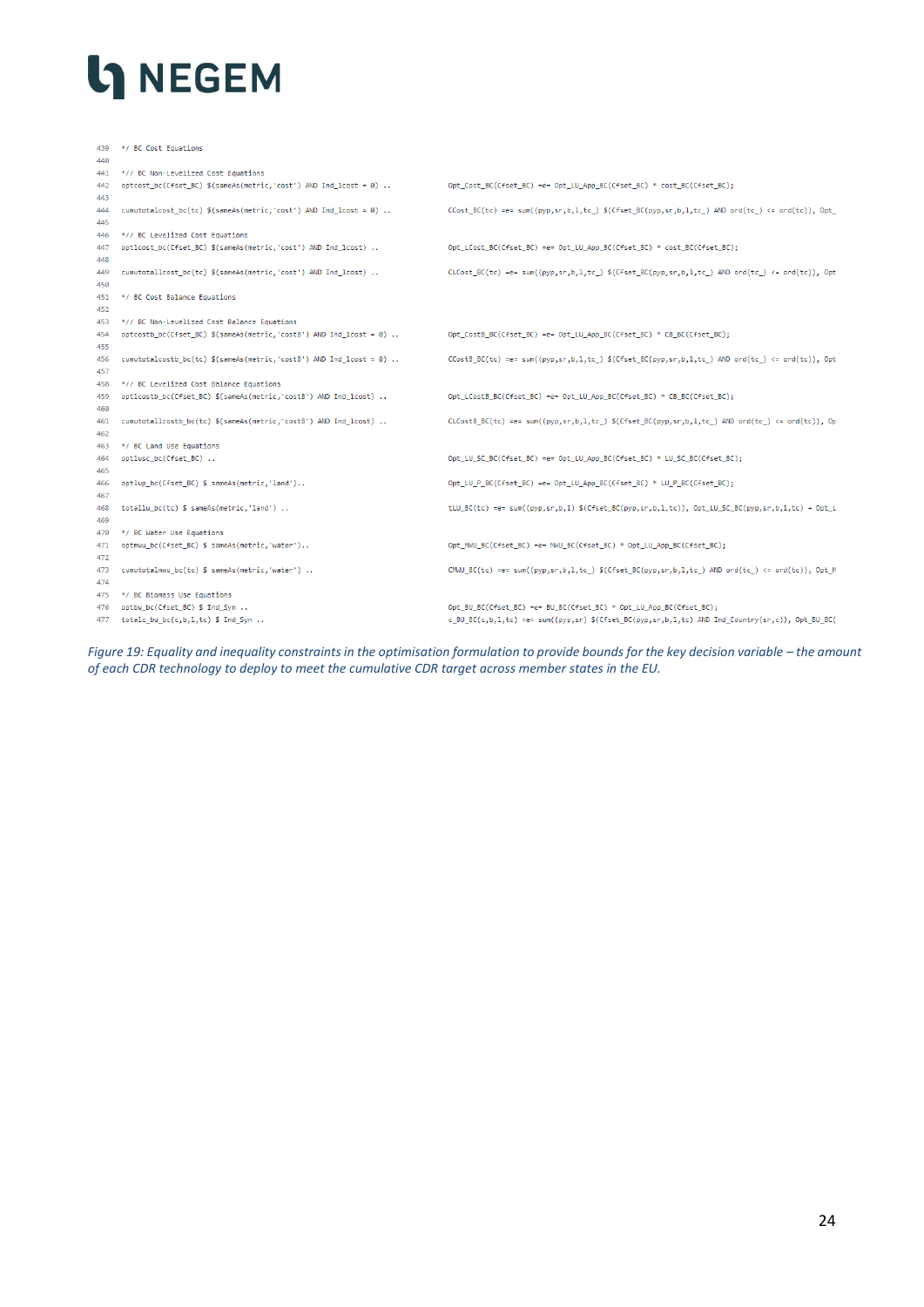```
439  */ BC Cost Equations
440
441  *// BC Non-Levelized Cost Equations
442  optcost_bc(Cfset_BC) $(sameAs(metric,'cost') AND Ind_lcost = 0) ..        Opt_Cost_BC(Cfset_BC) =e= Opt_LU_App_BC(Cfset_BC) * cost_BC(Cfset_BC);
443
444  cumutotalcost_bc(tc) $(sameAs(metric,'cost') AND Ind_lcost = 0) ..        CCost_BC(tc) =e= sum((pyp,sr,b,l,tc_) $(Cfset_BC(pyp,sr,b,l,tc_) AND ord(tc_) <= ord(tc)), Opt_
445
446  *// BC Levelized Cost Equations
447  optlcost_bc(Cfset_BC) $(sameAs(metric,'cost') AND Ind_lcost) ..            Opt_LCost_BC(Cfset_BC) =e= Opt_LU_App_BC(Cfset_BC) * cost_BC(Cfset_BC);
448
449  cumutotallcost_bc(tc) $(sameAs(metric,'cost') AND Ind_lcost) ..            CLCost_BC(tc) =e= sum((pyp,sr,b,l,tc_) $(Cfset_BC(pyp,sr,b,l,tc_) AND ord(tc_) <= ord(tc)), Opt
450
451  */ BC Cost Balance Equations
452
453  *// BC Non-Levelized Cost Balance Equations
454  optcostb_bc(Cfset_BC) $(sameAs(metric,'costB') AND Ind_lcost = 0) ..      Opt_CostB_BC(Cfset_BC) =e= Opt_LU_App_BC(Cfset_BC) * CB_BC(Cfset_BC);
455
456  cumutotalcostb_bc(tc) $(sameAs(metric,'costB') AND Ind_lcost = 0) ..      CCostB_BC(tc) =e= sum((pyp,sr,b,l,tc_) $(Cfset_BC(pyp,sr,b,l,tc_) AND ord(tc_) <= ord(tc)), Opt
457
458  *// BC Levelized Cost Balance Equations
459  optlcostb_bc(Cfset_BC) $(sameAs(metric,'costB') AND Ind_lcost) ..          Opt_LCostB_BC(Cfset_BC) =e= Opt_LU_App_BC(Cfset_BC) * CB_BC(Cfset_BC);
460
461  cumutotallcostb_bc(tc) $(sameAs(metric,'costB') AND Ind_lcost) ..          CLCostB_BC(tc) =e= sum((pyp,sr,b,l,tc_) $(Cfset_BC(pyp,sr,b,l,tc_) AND ord(tc_) <= ord(tc)), Op
462
463  */ BC Land Use Equations
464  optlusc_bc(Cfset_BC) ..                                                    Opt_LU_SC_BC(Cfset_BC) =e= Opt_LU_App_BC(Cfset_BC) * LU_SC_BC(Cfset_BC);
465
466  optlup_bc(Cfset_BC) $ sameAs(metric,'land')..                              Opt_LU_P_BC(Cfset_BC) =e= Opt_LU_App_BC(Cfset_BC) * LU_P_BC(Cfset_BC);
467
468  totallu_bc(tc) $ sameAs(metric,'land') ..                                  tLU_BC(tc) =e= sum((pyp,sr,b,l) $(Cfset_BC(pyp,sr,b,l,tc)), Opt_LU_SC_BC(pyp,sr,b,l,tc) + Opt_L
469
470  */ BC Water Use Equations
471  optmwu_bc(Cfset_BC) $ sameAs(metric,'water')..                             Opt_MWU_BC(Cfset_BC) =e= MWU_BC(Cfset_BC) * Opt_LU_App_BC(Cfset_BC);
472
473  cumutotalmwu_bc(tc) $ sameAs(metric,'water') ..                            CMWU_BC(tc) =e= sum((pyp,sr,b,l,tc_) $(Cfset_BC(pyp,sr,b,l,tc_) AND ord(tc_) <= ord(tc)), Opt_M
474
475  */ BC Biomass Use Equations
476  optbu_bc(Cfset_BC) $ Ind_Syn ..                                            Opt_BU_BC(Cfset_BC) =e= BU_BC(Cfset_BC) * Opt_LU_App_BC(Cfset_BC);
477  totalc_bu_bc(c,b,l,tc) $ Ind_Syn ..                                        c_BU_BC(c,b,l,tc) =e= sum((pyp,sr) $(Cfset_BC(pyp,sr,b,l,tc) AND Ind_Country(sr,c)), Opt_BU_BC(
```

*Figure 19: Equality and inequality constraints in the optimisation formulation to provide bounds for the key decision variable – the amount of each CDR technology to deploy to meet the cumulative CDR target across member states in the EU.*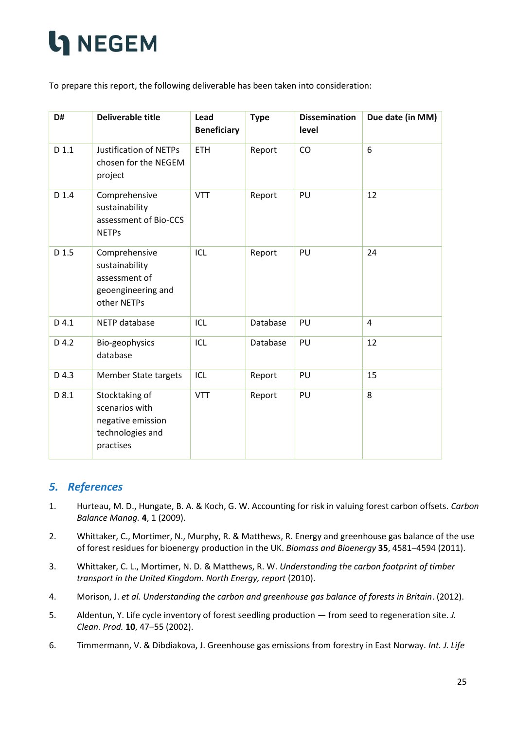To prepare this report, the following deliverable has been taken into consideration:

| D# | Deliverable title | Lead Beneficiary | Type | Dissemination level | Due date (in MM) |
|---|---|---|---|---|---|
| D 1.1 | Justification of NETPs chosen for the NEGEM project | ETH | Report | CO | 6 |
| D 1.4 | Comprehensive sustainability assessment of Bio-CCS NETPs | VTT | Report | PU | 12 |
| D 1.5 | Comprehensive sustainability assessment of geoengineering and other NETPs | ICL | Report | PU | 24 |
| D 4.1 | NETP database | ICL | Database | PU | 4 |
| D 4.2 | Bio-geophysics database | ICL | Database | PU | 12 |
| D 4.3 | Member State targets | ICL | Report | PU | 15 |
| D 8.1 | Stocktaking of scenarios with negative emission technologies and practises | VTT | Report | PU | 8 |

## 5. References

1. Hurteau, M. D., Hungate, B. A. & Koch, G. W. Accounting for risk in valuing forest carbon offsets. *Carbon Balance Manag.* **4**, 1 (2009).
2. Whittaker, C., Mortimer, N., Murphy, R. & Matthews, R. Energy and greenhouse gas balance of the use of forest residues for bioenergy production in the UK. *Biomass and Bioenergy* **35**, 4581–4594 (2011).
3. Whittaker, C. L., Mortimer, N. D. & Matthews, R. W. *Understanding the carbon footprint of timber transport in the United Kingdom*. *North Energy, report* (2010).
4. Morison, J. *et al. Understanding the carbon and greenhouse gas balance of forests in Britain*. (2012).
5. Aldentun, Y. Life cycle inventory of forest seedling production — from seed to regeneration site. *J. Clean. Prod.* **10**, 47–55 (2002).
6. Timmermann, V. & Dibdiakova, J. Greenhouse gas emissions from forestry in East Norway. *Int. J. Life*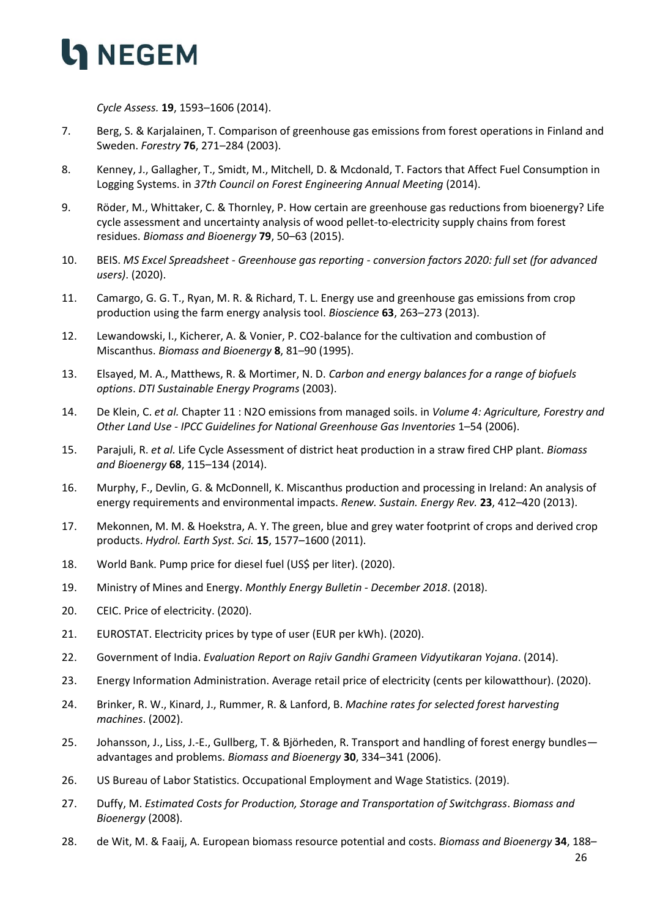*Cycle Assess.* **19**, 1593–1606 (2014).

7. Berg, S. & Karjalainen, T. Comparison of greenhouse gas emissions from forest operations in Finland and Sweden. *Forestry* **76**, 271–284 (2003).
8. Kenney, J., Gallagher, T., Smidt, M., Mitchell, D. & Mcdonald, T. Factors that Affect Fuel Consumption in Logging Systems. in *37th Council on Forest Engineering Annual Meeting* (2014).
9. Röder, M., Whittaker, C. & Thornley, P. How certain are greenhouse gas reductions from bioenergy? Life cycle assessment and uncertainty analysis of wood pellet-to-electricity supply chains from forest residues. *Biomass and Bioenergy* **79**, 50–63 (2015).
10. BEIS. *MS Excel Spreadsheet - Greenhouse gas reporting - conversion factors 2020: full set (for advanced users)*. (2020).
11. Camargo, G. G. T., Ryan, M. R. & Richard, T. L. Energy use and greenhouse gas emissions from crop production using the farm energy analysis tool. *Bioscience* **63**, 263–273 (2013).
12. Lewandowski, I., Kicherer, A. & Vonier, P. CO2-balance for the cultivation and combustion of Miscanthus. *Biomass and Bioenergy* **8**, 81–90 (1995).
13. Elsayed, M. A., Matthews, R. & Mortimer, N. D. *Carbon and energy balances for a range of biofuels options*. *DTI Sustainable Energy Programs* (2003).
14. De Klein, C. *et al.* Chapter 11 : N2O emissions from managed soils. in *Volume 4: Agriculture, Forestry and Other Land Use - IPCC Guidelines for National Greenhouse Gas Inventories* 1–54 (2006).
15. Parajuli, R. *et al.* Life Cycle Assessment of district heat production in a straw fired CHP plant. *Biomass and Bioenergy* **68**, 115–134 (2014).
16. Murphy, F., Devlin, G. & McDonnell, K. Miscanthus production and processing in Ireland: An analysis of energy requirements and environmental impacts. *Renew. Sustain. Energy Rev.* **23**, 412–420 (2013).
17. Mekonnen, M. M. & Hoekstra, A. Y. The green, blue and grey water footprint of crops and derived crop products. *Hydrol. Earth Syst. Sci.* **15**, 1577–1600 (2011).
18. World Bank. Pump price for diesel fuel (US$ per liter). (2020).
19. Ministry of Mines and Energy. *Monthly Energy Bulletin - December 2018*. (2018).
20. CEIC. Price of electricity. (2020).
21. EUROSTAT. Electricity prices by type of user (EUR per kWh). (2020).
22. Government of India. *Evaluation Report on Rajiv Gandhi Grameen Vidyutikaran Yojana*. (2014).
23. Energy Information Administration. Average retail price of electricity (cents per kilowatthour). (2020).
24. Brinker, R. W., Kinard, J., Rummer, R. & Lanford, B. *Machine rates for selected forest harvesting machines*. (2002).
25. Johansson, J., Liss, J.-E., Gullberg, T. & Björheden, R. Transport and handling of forest energy bundles—advantages and problems. *Biomass and Bioenergy* **30**, 334–341 (2006).
26. US Bureau of Labor Statistics. Occupational Employment and Wage Statistics. (2019).
27. Duffy, M. *Estimated Costs for Production, Storage and Transportation of Switchgrass*. *Biomass and Bioenergy* (2008).
28. de Wit, M. & Faaij, A. European biomass resource potential and costs. *Biomass and Bioenergy* **34**, 188–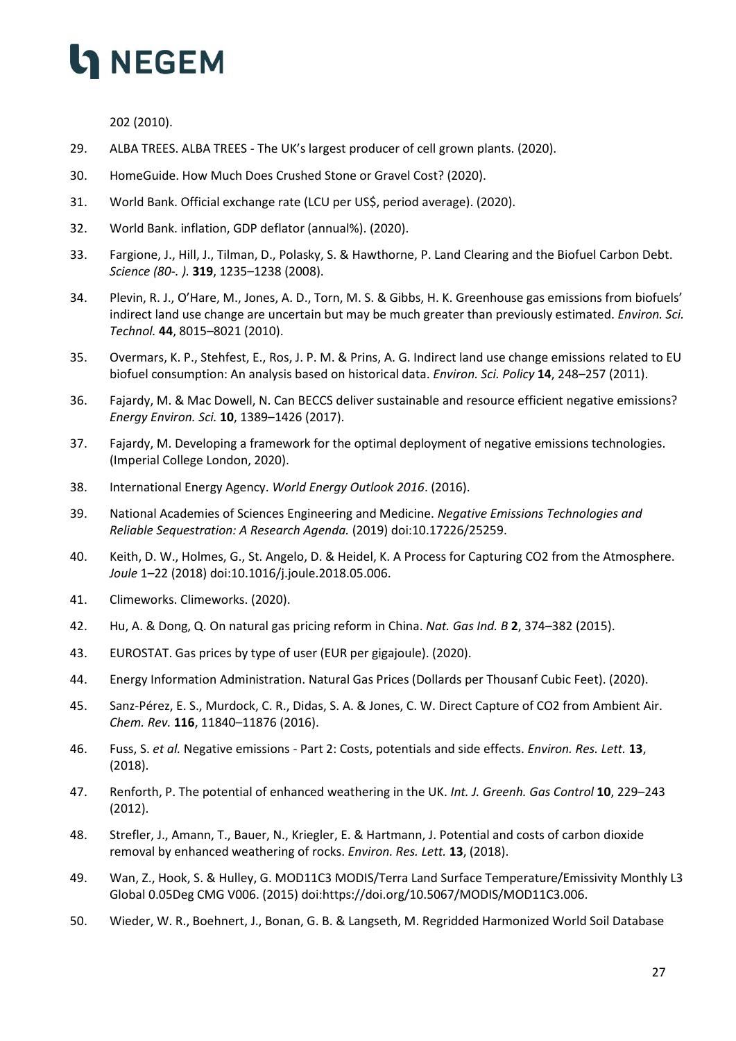202 (2010).

29. ALBA TREES. ALBA TREES - The UK's largest producer of cell grown plants. (2020).
30. HomeGuide. How Much Does Crushed Stone or Gravel Cost? (2020).
31. World Bank. Official exchange rate (LCU per US$, period average). (2020).
32. World Bank. inflation, GDP deflator (annual%). (2020).
33. Fargione, J., Hill, J., Tilman, D., Polasky, S. & Hawthorne, P. Land Clearing and the Biofuel Carbon Debt. *Science (80-. ).* **319**, 1235–1238 (2008).
34. Plevin, R. J., O'Hare, M., Jones, A. D., Torn, M. S. & Gibbs, H. K. Greenhouse gas emissions from biofuels' indirect land use change are uncertain but may be much greater than previously estimated. *Environ. Sci. Technol.* **44**, 8015–8021 (2010).
35. Overmars, K. P., Stehfest, E., Ros, J. P. M. & Prins, A. G. Indirect land use change emissions related to EU biofuel consumption: An analysis based on historical data. *Environ. Sci. Policy* **14**, 248–257 (2011).
36. Fajardy, M. & Mac Dowell, N. Can BECCS deliver sustainable and resource efficient negative emissions? *Energy Environ. Sci.* **10**, 1389–1426 (2017).
37. Fajardy, M. Developing a framework for the optimal deployment of negative emissions technologies. (Imperial College London, 2020).
38. International Energy Agency. *World Energy Outlook 2016*. (2016).
39. National Academies of Sciences Engineering and Medicine. *Negative Emissions Technologies and Reliable Sequestration: A Research Agenda.* (2019) doi:10.17226/25259.
40. Keith, D. W., Holmes, G., St. Angelo, D. & Heidel, K. A Process for Capturing CO2 from the Atmosphere. *Joule* 1–22 (2018) doi:10.1016/j.joule.2018.05.006.
41. Climeworks. Climeworks. (2020).
42. Hu, A. & Dong, Q. On natural gas pricing reform in China. *Nat. Gas Ind. B* **2**, 374–382 (2015).
43. EUROSTAT. Gas prices by type of user (EUR per gigajoule). (2020).
44. Energy Information Administration. Natural Gas Prices (Dollards per Thousanf Cubic Feet). (2020).
45. Sanz-Pérez, E. S., Murdock, C. R., Didas, S. A. & Jones, C. W. Direct Capture of CO2 from Ambient Air. *Chem. Rev.* **116**, 11840–11876 (2016).
46. Fuss, S. *et al.* Negative emissions - Part 2: Costs, potentials and side effects. *Environ. Res. Lett.* **13**, (2018).
47. Renforth, P. The potential of enhanced weathering in the UK. *Int. J. Greenh. Gas Control* **10**, 229–243 (2012).
48. Strefler, J., Amann, T., Bauer, N., Kriegler, E. & Hartmann, J. Potential and costs of carbon dioxide removal by enhanced weathering of rocks. *Environ. Res. Lett.* **13**, (2018).
49. Wan, Z., Hook, S. & Hulley, G. MOD11C3 MODIS/Terra Land Surface Temperature/Emissivity Monthly L3 Global 0.05Deg CMG V006. (2015) doi:https://doi.org/10.5067/MODIS/MOD11C3.006.
50. Wieder, W. R., Boehnert, J., Bonan, G. B. & Langseth, M. Regridded Harmonized World Soil Database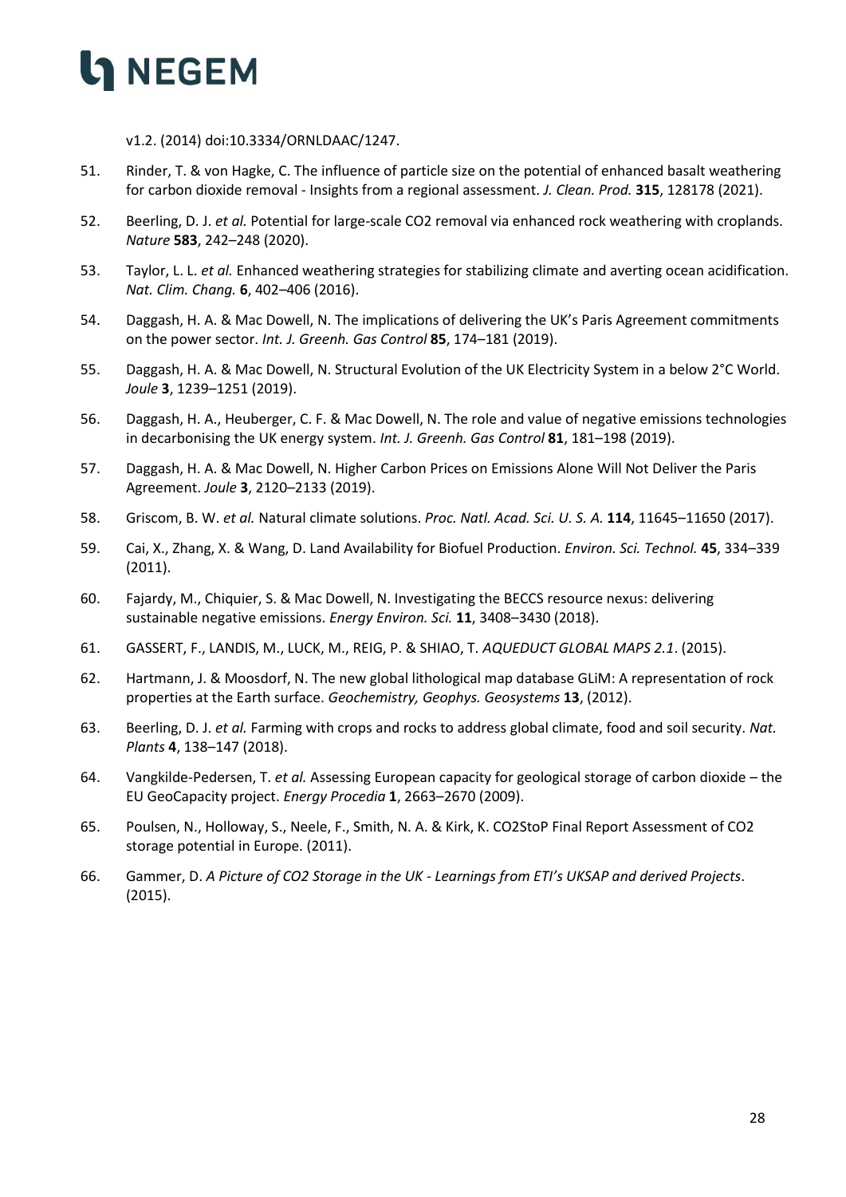v1.2. (2014) doi:10.3334/ORNLDAAC/1247.

51. Rinder, T. & von Hagke, C. The influence of particle size on the potential of enhanced basalt weathering for carbon dioxide removal - Insights from a regional assessment. *J. Clean. Prod.* **315**, 128178 (2021).
52. Beerling, D. J. *et al.* Potential for large-scale CO2 removal via enhanced rock weathering with croplands. *Nature* **583**, 242–248 (2020).
53. Taylor, L. L. *et al.* Enhanced weathering strategies for stabilizing climate and averting ocean acidification. *Nat. Clim. Chang.* **6**, 402–406 (2016).
54. Daggash, H. A. & Mac Dowell, N. The implications of delivering the UK's Paris Agreement commitments on the power sector. *Int. J. Greenh. Gas Control* **85**, 174–181 (2019).
55. Daggash, H. A. & Mac Dowell, N. Structural Evolution of the UK Electricity System in a below 2°C World. *Joule* **3**, 1239–1251 (2019).
56. Daggash, H. A., Heuberger, C. F. & Mac Dowell, N. The role and value of negative emissions technologies in decarbonising the UK energy system. *Int. J. Greenh. Gas Control* **81**, 181–198 (2019).
57. Daggash, H. A. & Mac Dowell, N. Higher Carbon Prices on Emissions Alone Will Not Deliver the Paris Agreement. *Joule* **3**, 2120–2133 (2019).
58. Griscom, B. W. *et al.* Natural climate solutions. *Proc. Natl. Acad. Sci. U. S. A.* **114**, 11645–11650 (2017).
59. Cai, X., Zhang, X. & Wang, D. Land Availability for Biofuel Production. *Environ. Sci. Technol.* **45**, 334–339 (2011).
60. Fajardy, M., Chiquier, S. & Mac Dowell, N. Investigating the BECCS resource nexus: delivering sustainable negative emissions. *Energy Environ. Sci.* **11**, 3408–3430 (2018).
61. GASSERT, F., LANDIS, M., LUCK, M., REIG, P. & SHIAO, T. *AQUEDUCT GLOBAL MAPS 2.1*. (2015).
62. Hartmann, J. & Moosdorf, N. The new global lithological map database GLiM: A representation of rock properties at the Earth surface. *Geochemistry, Geophys. Geosystems* **13**, (2012).
63. Beerling, D. J. *et al.* Farming with crops and rocks to address global climate, food and soil security. *Nat. Plants* **4**, 138–147 (2018).
64. Vangkilde-Pedersen, T. *et al.* Assessing European capacity for geological storage of carbon dioxide – the EU GeoCapacity project. *Energy Procedia* **1**, 2663–2670 (2009).
65. Poulsen, N., Holloway, S., Neele, F., Smith, N. A. & Kirk, K. CO2StoP Final Report Assessment of CO2 storage potential in Europe. (2011).
66. Gammer, D. *A Picture of CO2 Storage in the UK - Learnings from ETI's UKSAP and derived Projects*. (2015).